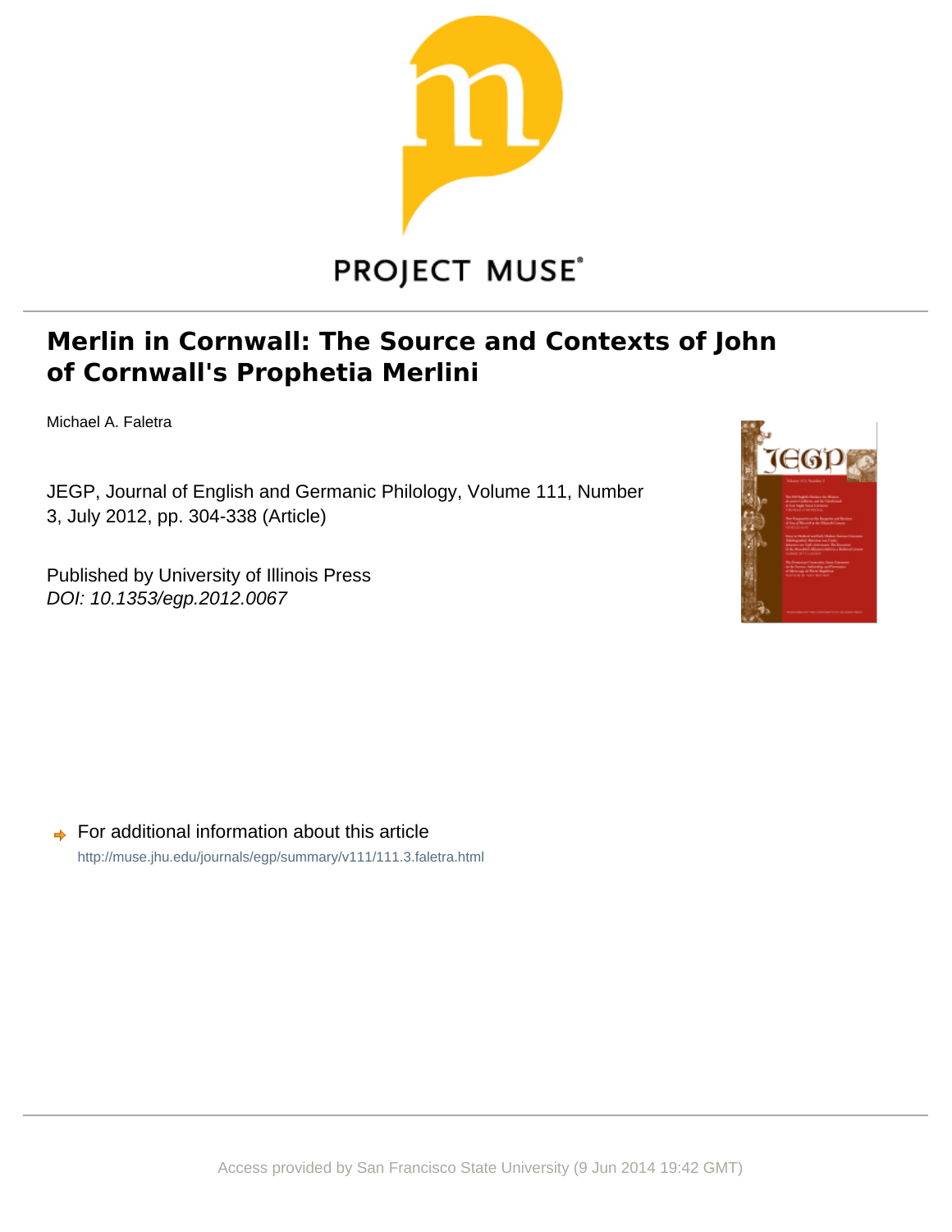PROJECT MUSE

# Merlin in Cornwall: The Source and Contexts of John of Cornwall's Prophetia Merlini

Michael A. Faletra

JEGP, Journal of English and Germanic Philology, Volume 111, Number 3, July 2012, pp. 304-338 (Article)

Published by University of Illinois Press
*DOI: 10.1353/egp.2012.0067*

For additional information about this article
http://muse.jhu.edu/journals/egp/summary/v111/111.3.faletra.html

Access provided by San Francisco State University (9 Jun 2014 19:42 GMT)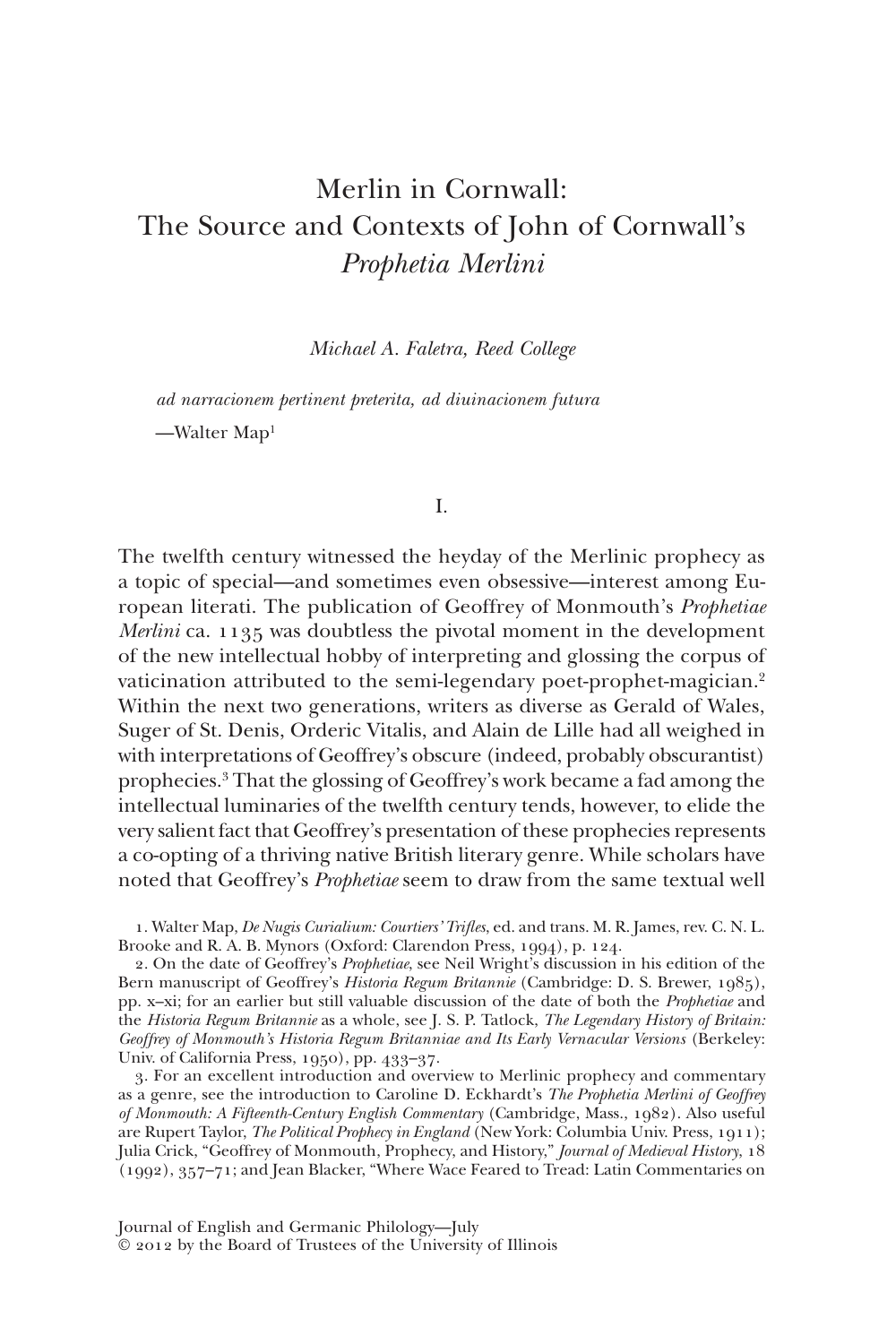# Merlin in Cornwall: The Source and Contexts of John of Cornwall's *Prophetia Merlini*

*Michael A. Faletra, Reed College*

*ad narracionem pertinent preterita, ad diuinacionem futura*

—Walter Map[1]

## I.

The twelfth century witnessed the heyday of the Merlinic prophecy as a topic of special—and sometimes even obsessive—interest among European literati. The publication of Geoffrey of Monmouth's *Prophetiae Merlini* ca. 1135 was doubtless the pivotal moment in the development of the new intellectual hobby of interpreting and glossing the corpus of vaticination attributed to the semi-legendary poet-prophet-magician.[2] Within the next two generations, writers as diverse as Gerald of Wales, Suger of St. Denis, Orderic Vitalis, and Alain de Lille had all weighed in with interpretations of Geoffrey's obscure (indeed, probably obscurantist) prophecies.[3] That the glossing of Geoffrey's work became a fad among the intellectual luminaries of the twelfth century tends, however, to elide the very salient fact that Geoffrey's presentation of these prophecies represents a co-opting of a thriving native British literary genre. While scholars have noted that Geoffrey's *Prophetiae* seem to draw from the same textual well

1. Walter Map, *De Nugis Curialium: Courtiers' Trifles*, ed. and trans. M. R. James, rev. C. N. L. Brooke and R. A. B. Mynors (Oxford: Clarendon Press, 1994), p. 124.

2. On the date of Geoffrey's *Prophetiae*, see Neil Wright's discussion in his edition of the Bern manuscript of Geoffrey's *Historia Regum Britannie* (Cambridge: D. S. Brewer, 1985), pp. x–xi; for an earlier but still valuable discussion of the date of both the *Prophetiae* and the *Historia Regum Britannie* as a whole, see J. S. P. Tatlock, *The Legendary History of Britain: Geoffrey of Monmouth's Historia Regum Britanniae and Its Early Vernacular Versions* (Berkeley: Univ. of California Press, 1950), pp. 433–37.

3. For an excellent introduction and overview to Merlinic prophecy and commentary as a genre, see the introduction to Caroline D. Eckhardt's *The Prophetia Merlini of Geoffrey of Monmouth: A Fifteenth-Century English Commentary* (Cambridge, Mass., 1982). Also useful are Rupert Taylor, *The Political Prophecy in England* (New York: Columbia Univ. Press, 1911); Julia Crick, "Geoffrey of Monmouth, Prophecy, and History," *Journal of Medieval History*, 18 (1992), 357–71; and Jean Blacker, "Where Wace Feared to Tread: Latin Commentaries on

Journal of English and Germanic Philology—July
© 2012 by the Board of Trustees of the University of Illinois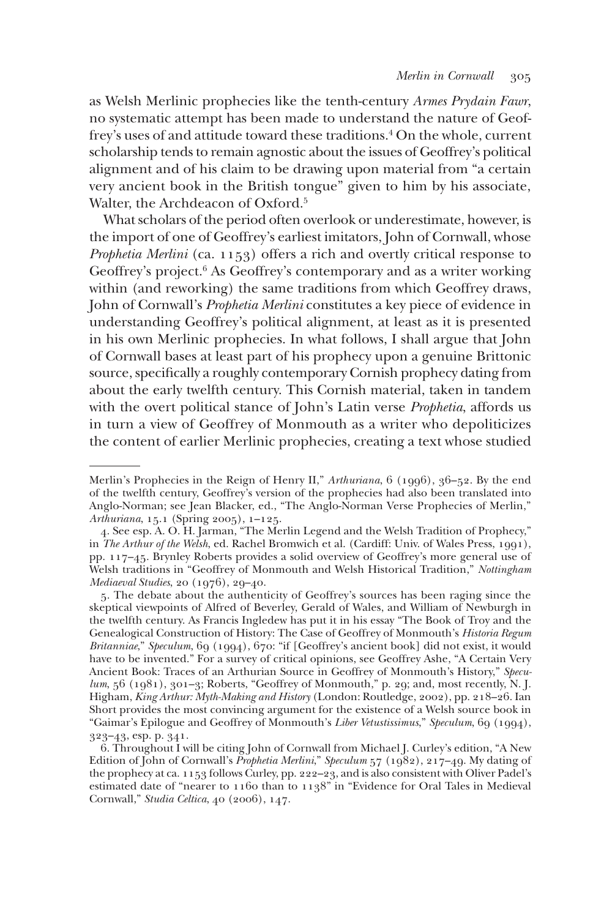as Welsh Merlinic prophecies like the tenth-century *Armes Prydain Fawr*, no systematic attempt has been made to understand the nature of Geoffrey's uses of and attitude toward these traditions.[4] On the whole, current scholarship tends to remain agnostic about the issues of Geoffrey's political alignment and of his claim to be drawing upon material from "a certain very ancient book in the British tongue" given to him by his associate, Walter, the Archdeacon of Oxford.[5]

What scholars of the period often overlook or underestimate, however, is the import of one of Geoffrey's earliest imitators, John of Cornwall, whose *Prophetia Merlini* (ca. 1153) offers a rich and overtly critical response to Geoffrey's project.[6] As Geoffrey's contemporary and as a writer working within (and reworking) the same traditions from which Geoffrey draws, John of Cornwall's *Prophetia Merlini* constitutes a key piece of evidence in understanding Geoffrey's political alignment, at least as it is presented in his own Merlinic prophecies. In what follows, I shall argue that John of Cornwall bases at least part of his prophecy upon a genuine Brittonic source, specifically a roughly contemporary Cornish prophecy dating from about the early twelfth century. This Cornish material, taken in tandem with the overt political stance of John's Latin verse *Prophetia*, affords us in turn a view of Geoffrey of Monmouth as a writer who depoliticizes the content of earlier Merlinic prophecies, creating a text whose studied

---

Merlin's Prophecies in the Reign of Henry II," *Arthuriana*, 6 (1996), 36–52. By the end of the twelfth century, Geoffrey's version of the prophecies had also been translated into Anglo-Norman; see Jean Blacker, ed., "The Anglo-Norman Verse Prophecies of Merlin," *Arthuriana*, 15.1 (Spring 2005), 1–125.

4. See esp. A. O. H. Jarman, "The Merlin Legend and the Welsh Tradition of Prophecy," in *The Arthur of the Welsh*, ed. Rachel Bromwich et al. (Cardiff: Univ. of Wales Press, 1991), pp. 117–45. Brynley Roberts provides a solid overview of Geoffrey's more general use of Welsh traditions in "Geoffrey of Monmouth and Welsh Historical Tradition," *Nottingham Mediaeval Studies*, 20 (1976), 29–40.

5. The debate about the authenticity of Geoffrey's sources has been raging since the skeptical viewpoints of Alfred of Beverley, Gerald of Wales, and William of Newburgh in the twelfth century. As Francis Ingledew has put it in his essay "The Book of Troy and the Genealogical Construction of History: The Case of Geoffrey of Monmouth's *Historia Regum Britanniae*," *Speculum*, 69 (1994), 670: "if [Geoffrey's ancient book] did not exist, it would have to be invented." For a survey of critical opinions, see Geoffrey Ashe, "A Certain Very Ancient Book: Traces of an Arthurian Source in Geoffrey of Monmouth's History," *Speculum*, 56 (1981), 301–3; Roberts, "Geoffrey of Monmouth," p. 29; and, most recently, N. J. Higham, *King Arthur: Myth-Making and History* (London: Routledge, 2002), pp. 218–26. Ian Short provides the most convincing argument for the existence of a Welsh source book in "Gaimar's Epilogue and Geoffrey of Monmouth's *Liber Vetustissimus*," *Speculum*, 69 (1994), 323–43, esp. p. 341.

6. Throughout I will be citing John of Cornwall from Michael J. Curley's edition, "A New Edition of John of Cornwall's *Prophetia Merlini*," *Speculum* 57 (1982), 217–49. My dating of the prophecy at ca. 1153 follows Curley, pp. 222–23, and is also consistent with Oliver Padel's estimated date of "nearer to 1160 than to 1138" in "Evidence for Oral Tales in Medieval Cornwall," *Studia Celtica*, 40 (2006), 147.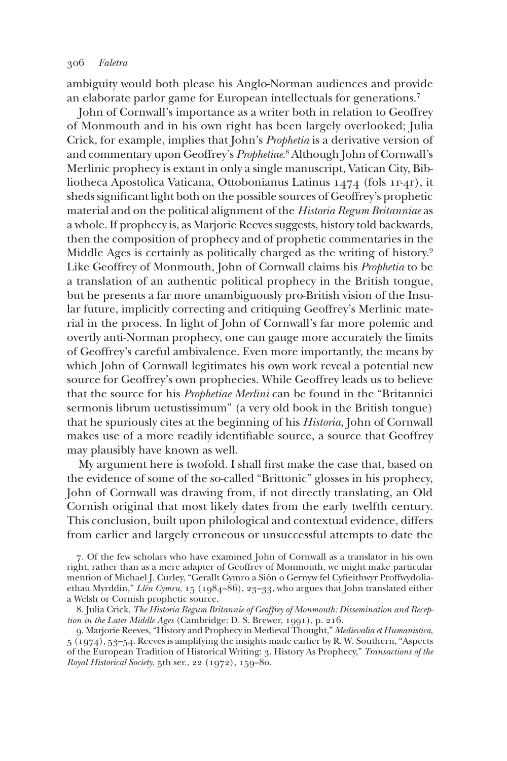ambiguity would both please his Anglo-Norman audiences and provide an elaborate parlor game for European intellectuals for generations.[7]

John of Cornwall's importance as a writer both in relation to Geoffrey of Monmouth and in his own right has been largely overlooked; Julia Crick, for example, implies that John's *Prophetia* is a derivative version of and commentary upon Geoffrey's *Prophetiae*.[8] Although John of Cornwall's Merlinic prophecy is extant in only a single manuscript, Vatican City, Biblioteca Apostolica Vaticana, Ottobonianus Latinus 1474 (fols 1r-4r), it sheds significant light both on the possible sources of Geoffrey's prophetic material and on the political alignment of the *Historia Regum Britanniae* as a whole. If prophecy is, as Marjorie Reeves suggests, history told backwards, then the composition of prophecy and of prophetic commentaries in the Middle Ages is certainly as politically charged as the writing of history.[9] Like Geoffrey of Monmouth, John of Cornwall claims his *Prophetia* to be a translation of an authentic political prophecy in the British tongue, but he presents a far more unambiguously pro-British vision of the Insular future, implicitly correcting and critiquing Geoffrey's Merlinic material in the process. In light of John of Cornwall's far more polemic and overtly anti-Norman prophecy, one can gauge more accurately the limits of Geoffrey's careful ambivalence. Even more importantly, the means by which John of Cornwall legitimates his own work reveal a potential new source for Geoffrey's own prophecies. While Geoffrey leads us to believe that the source for his *Prophetiae Merlini* can be found in the "Britannici sermonis librum uetustissimum" (a very old book in the British tongue) that he spuriously cites at the beginning of his *Historia,* John of Cornwall makes use of a more readily identifiable source, a source that Geoffrey may plausibly have known as well.

My argument here is twofold. I shall first make the case that, based on the evidence of some of the so-called "Brittonic" glosses in his prophecy, John of Cornwall was drawing from, if not directly translating, an Old Cornish original that most likely dates from the early twelfth century. This conclusion, built upon philological and contextual evidence, differs from earlier and largely erroneous or unsuccessful attempts to date the

7. Of the few scholars who have examined John of Cornwall as a translator in his own right, rather than as a mere adapter of Geoffrey of Monmouth, we might make particular mention of Michael J. Curley, "Gerallt Gymro a Siôn o Gernyw fel Cyfieithwyr Proffwydoliaethau Myrddin," *Llên Cymru*, 15 (1984–86), 23–33, who argues that John translated either a Welsh or Cornish prophetic source.

8. Julia Crick, *The Historia Regum Britannie of Geoffrey of Monmouth: Dissemination and Reception in the Later Middle Ages* (Cambridge: D. S. Brewer, 1991), p. 216.

9. Marjorie Reeves, "History and Prophecy in Medieval Thought," *Medievalia et Humanistica*, 5 (1974), 53–54. Reeves is amplifying the insights made earlier by R. W. Southern, "Aspects of the European Tradition of Historical Writing: 3. History As Prophecy," *Transactions of the Royal Historical Society*, 5th ser., 22 (1972), 159–80.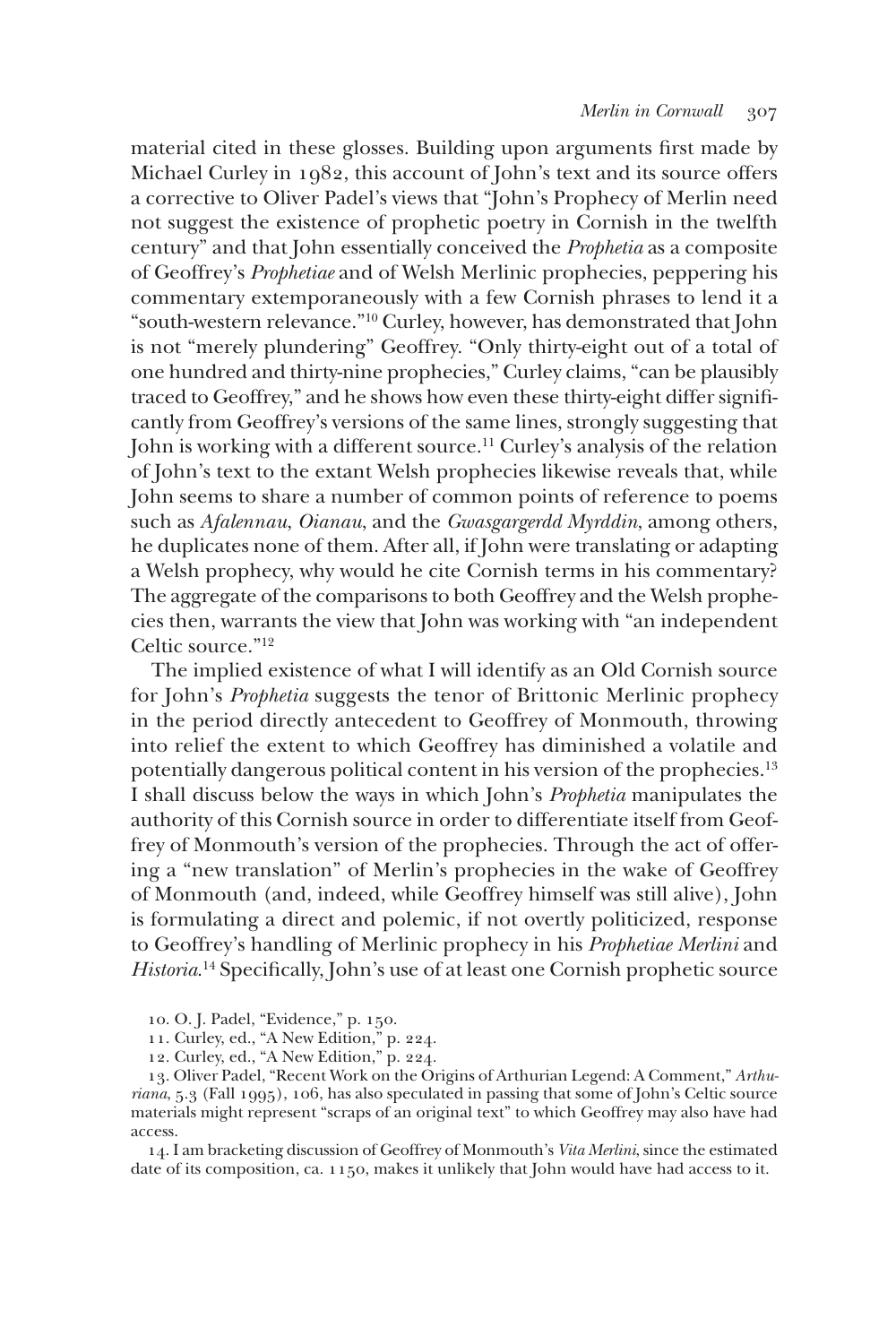material cited in these glosses. Building upon arguments first made by Michael Curley in 1982, this account of John's text and its source offers a corrective to Oliver Padel's views that "John's Prophecy of Merlin need not suggest the existence of prophetic poetry in Cornish in the twelfth century" and that John essentially conceived the *Prophetia* as a composite of Geoffrey's *Prophetiae* and of Welsh Merlinic prophecies, peppering his commentary extemporaneously with a few Cornish phrases to lend it a "south-western relevance."[10] Curley, however, has demonstrated that John is not "merely plundering" Geoffrey. "Only thirty-eight out of a total of one hundred and thirty-nine prophecies," Curley claims, "can be plausibly traced to Geoffrey," and he shows how even these thirty-eight differ significantly from Geoffrey's versions of the same lines, strongly suggesting that John is working with a different source.[11] Curley's analysis of the relation of John's text to the extant Welsh prophecies likewise reveals that, while John seems to share a number of common points of reference to poems such as *Afalennau*, *Oianau*, and the *Gwasgargerdd Myrddin*, among others, he duplicates none of them. After all, if John were translating or adapting a Welsh prophecy, why would he cite Cornish terms in his commentary? The aggregate of the comparisons to both Geoffrey and the Welsh prophecies then, warrants the view that John was working with "an independent Celtic source."[12]

The implied existence of what I will identify as an Old Cornish source for John's *Prophetia* suggests the tenor of Brittonic Merlinic prophecy in the period directly antecedent to Geoffrey of Monmouth, throwing into relief the extent to which Geoffrey has diminished a volatile and potentially dangerous political content in his version of the prophecies.[13] I shall discuss below the ways in which John's *Prophetia* manipulates the authority of this Cornish source in order to differentiate itself from Geoffrey of Monmouth's version of the prophecies. Through the act of offering a "new translation" of Merlin's prophecies in the wake of Geoffrey of Monmouth (and, indeed, while Geoffrey himself was still alive), John is formulating a direct and polemic, if not overtly politicized, response to Geoffrey's handling of Merlinic prophecy in his *Prophetiae Merlini* and *Historia*.[14] Specifically, John's use of at least one Cornish prophetic source

10. O. J. Padel, "Evidence," p. 150.

11. Curley, ed., "A New Edition," p. 224.

12. Curley, ed., "A New Edition," p. 224.

13. Oliver Padel, "Recent Work on the Origins of Arthurian Legend: A Comment," *Arthuriana*, 5.3 (Fall 1995), 106, has also speculated in passing that some of John's Celtic source materials might represent "scraps of an original text" to which Geoffrey may also have had access.

14. I am bracketing discussion of Geoffrey of Monmouth's *Vita Merlini*, since the estimated date of its composition, ca. 1150, makes it unlikely that John would have had access to it.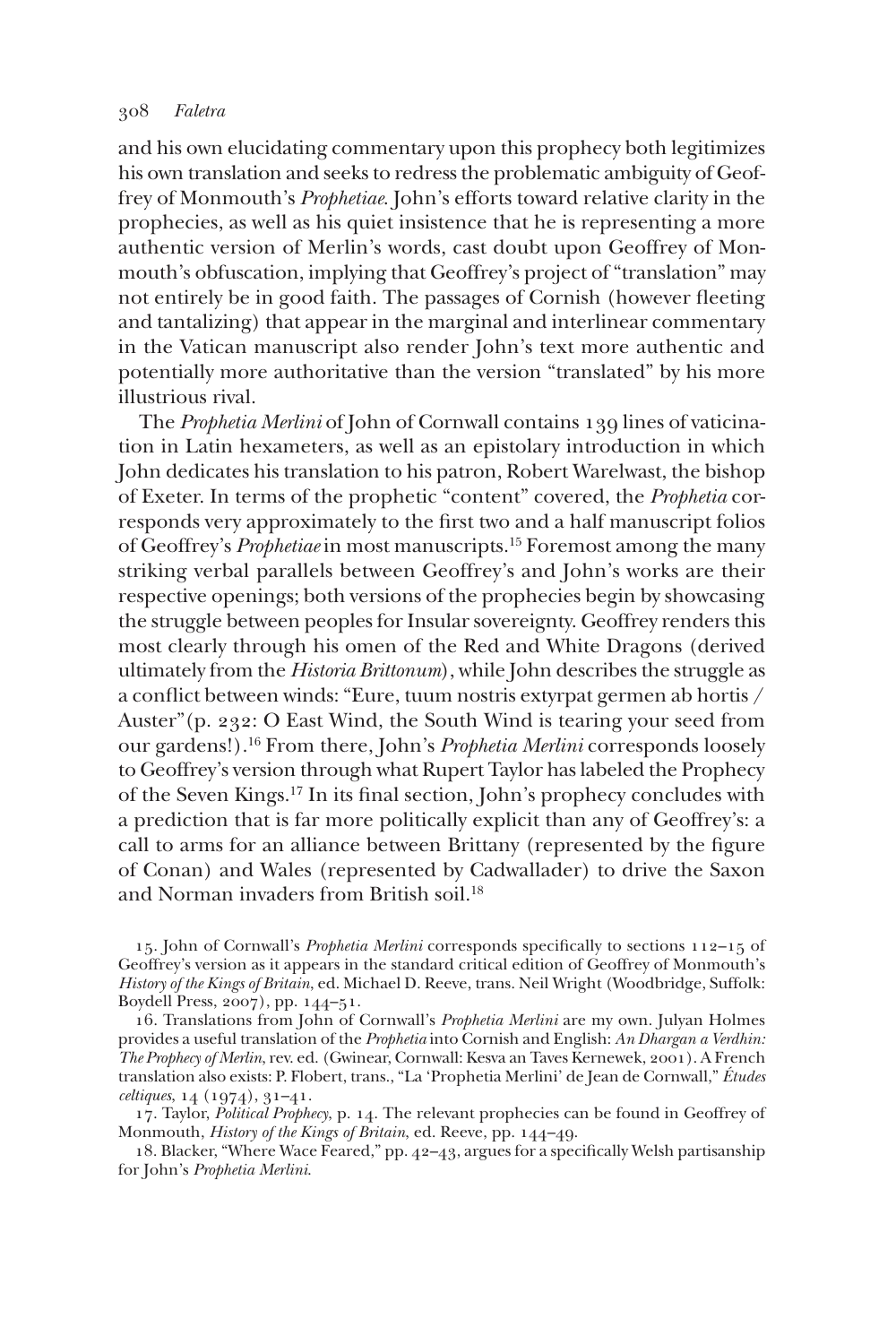and his own elucidating commentary upon this prophecy both legitimizes his own translation and seeks to redress the problematic ambiguity of Geoffrey of Monmouth's *Prophetiae*. John's efforts toward relative clarity in the prophecies, as well as his quiet insistence that he is representing a more authentic version of Merlin's words, cast doubt upon Geoffrey of Monmouth's obfuscation, implying that Geoffrey's project of "translation" may not entirely be in good faith. The passages of Cornish (however fleeting and tantalizing) that appear in the marginal and interlinear commentary in the Vatican manuscript also render John's text more authentic and potentially more authoritative than the version "translated" by his more illustrious rival.

The *Prophetia Merlini* of John of Cornwall contains 139 lines of vaticination in Latin hexameters, as well as an epistolary introduction in which John dedicates his translation to his patron, Robert Warelwast, the bishop of Exeter. In terms of the prophetic "content" covered, the *Prophetia* corresponds very approximately to the first two and a half manuscript folios of Geoffrey's *Prophetiae* in most manuscripts.[15] Foremost among the many striking verbal parallels between Geoffrey's and John's works are their respective openings; both versions of the prophecies begin by showcasing the struggle between peoples for Insular sovereignty. Geoffrey renders this most clearly through his omen of the Red and White Dragons (derived ultimately from the *Historia Brittonum*), while John describes the struggle as a conflict between winds: "Eure, tuum nostris extyrpat germen ab hortis / Auster" (p. 232: O East Wind, the South Wind is tearing your seed from our gardens!).[16] From there, John's *Prophetia Merlini* corresponds loosely to Geoffrey's version through what Rupert Taylor has labeled the Prophecy of the Seven Kings.[17] In its final section, John's prophecy concludes with a prediction that is far more politically explicit than any of Geoffrey's: a call to arms for an alliance between Brittany (represented by the figure of Conan) and Wales (represented by Cadwallader) to drive the Saxon and Norman invaders from British soil.[18]

15. John of Cornwall's *Prophetia Merlini* corresponds specifically to sections 112–15 of Geoffrey's version as it appears in the standard critical edition of Geoffrey of Monmouth's *History of the Kings of Britain*, ed. Michael D. Reeve, trans. Neil Wright (Woodbridge, Suffolk: Boydell Press, 2007), pp. 144–51.

16. Translations from John of Cornwall's *Prophetia Merlini* are my own. Julyan Holmes provides a useful translation of the *Prophetia* into Cornish and English: *An Dhargan a Verdhin: The Prophecy of Merlin*, rev. ed. (Gwinear, Cornwall: Kesva an Taves Kernewek, 2001). A French translation also exists: P. Flobert, trans., "La 'Prophetia Merlini' de Jean de Cornwall," *Études celtiques*, 14 (1974), 31–41.

17. Taylor, *Political Prophecy*, p. 14. The relevant prophecies can be found in Geoffrey of Monmouth, *History of the Kings of Britain*, ed. Reeve, pp. 144–49.

18. Blacker, "Where Wace Feared," pp. 42–43, argues for a specifically Welsh partisanship for John's *Prophetia Merlini*.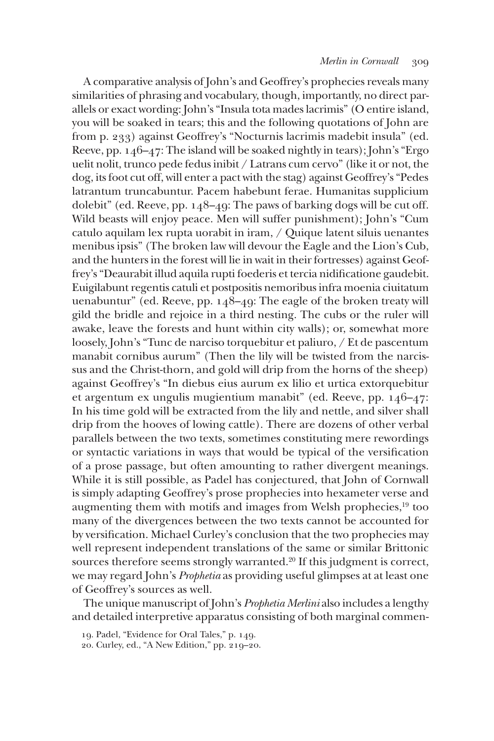A comparative analysis of John's and Geoffrey's prophecies reveals many similarities of phrasing and vocabulary, though, importantly, no direct parallels or exact wording: John's "Insula tota mades lacrimis" (O entire island, you will be soaked in tears; this and the following quotations of John are from p. 233) against Geoffrey's "Nocturnis lacrimis madebit insula" (ed. Reeve, pp. 146–47: The island will be soaked nightly in tears); John's "Ergo uelit nolit, trunco pede fedus inibit / Latrans cum cervo" (like it or not, the dog, its foot cut off, will enter a pact with the stag) against Geoffrey's "Pedes latrantum truncabuntur. Pacem habebunt ferae. Humanitas supplicium dolebit" (ed. Reeve, pp. 148–49: The paws of barking dogs will be cut off. Wild beasts will enjoy peace. Men will suffer punishment); John's "Cum catulo aquilam lex rupta uorabit in iram, / Quique latent siluis uenantes menibus ipsis" (The broken law will devour the Eagle and the Lion's Cub, and the hunters in the forest will lie in wait in their fortresses) against Geoffrey's "Deaurabit illud aquila rupti foederis et tercia nidificatione gaudebit. Euigilabunt regentis catuli et postpositis nemoribus infra moenia ciuitatum uenabuntur" (ed. Reeve, pp. 148–49: The eagle of the broken treaty will gild the bridle and rejoice in a third nesting. The cubs or the ruler will awake, leave the forests and hunt within city walls); or, somewhat more loosely, John's "Tunc de narciso torquebitur et paliuro, / Et de pascentum manabit cornibus aurum" (Then the lily will be twisted from the narcissus and the Christ-thorn, and gold will drip from the horns of the sheep) against Geoffrey's "In diebus eius aurum ex lilio et urtica extorquebitur et argentum ex ungulis mugientium manabit" (ed. Reeve, pp. 146–47: In his time gold will be extracted from the lily and nettle, and silver shall drip from the hooves of lowing cattle). There are dozens of other verbal parallels between the two texts, sometimes constituting mere rewordings or syntactic variations in ways that would be typical of the versification of a prose passage, but often amounting to rather divergent meanings. While it is still possible, as Padel has conjectured, that John of Cornwall is simply adapting Geoffrey's prose prophecies into hexameter verse and augmenting them with motifs and images from Welsh prophecies,[19] too many of the divergences between the two texts cannot be accounted for by versification. Michael Curley's conclusion that the two prophecies may well represent independent translations of the same or similar Brittonic sources therefore seems strongly warranted.[20] If this judgment is correct, we may regard John's *Prophetia* as providing useful glimpses at at least one of Geoffrey's sources as well.

The unique manuscript of John's *Prophetia Merlini* also includes a lengthy and detailed interpretive apparatus consisting of both marginal commen-

19. Padel, "Evidence for Oral Tales," p. 149.

20. Curley, ed., "A New Edition," pp. 219–20.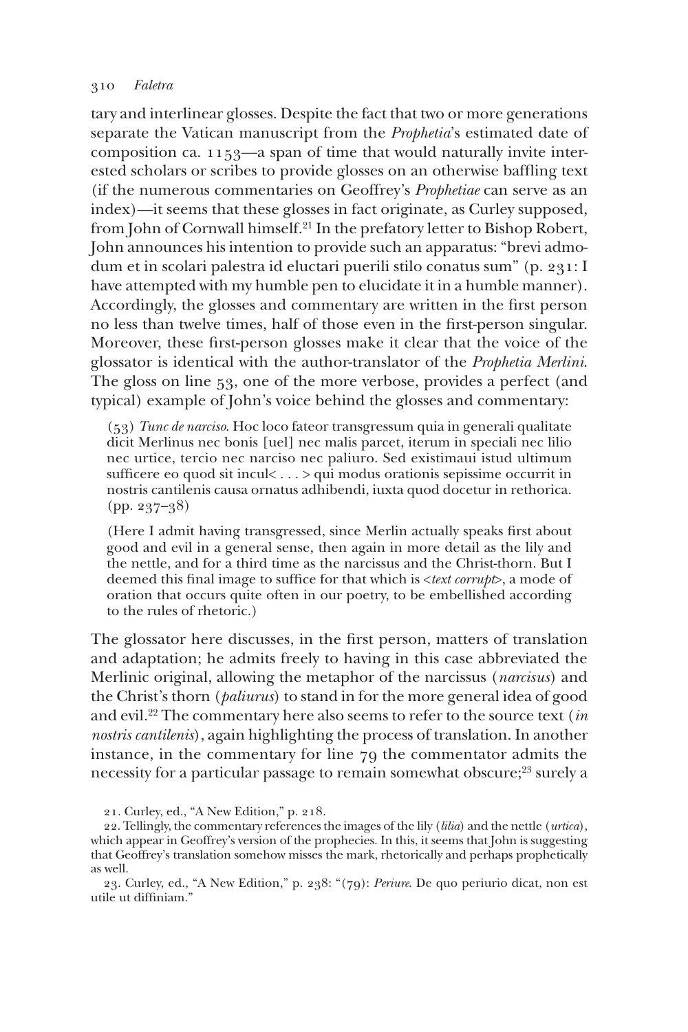tary and interlinear glosses. Despite the fact that two or more generations separate the Vatican manuscript from the *Prophetia*'s estimated date of composition ca. 1153—a span of time that would naturally invite interested scholars or scribes to provide glosses on an otherwise baffling text (if the numerous commentaries on Geoffrey's *Prophetiae* can serve as an index)—it seems that these glosses in fact originate, as Curley supposed, from John of Cornwall himself.[21] In the prefatory letter to Bishop Robert, John announces his intention to provide such an apparatus: "brevi admodum et in scolari palestra id eluctari puerili stilo conatus sum" (p. 231: I have attempted with my humble pen to elucidate it in a humble manner). Accordingly, the glosses and commentary are written in the first person no less than twelve times, half of those even in the first-person singular. Moreover, these first-person glosses make it clear that the voice of the glossator is identical with the author-translator of the *Prophetia Merlini*. The gloss on line 53, one of the more verbose, provides a perfect (and typical) example of John's voice behind the glosses and commentary:

> (53) *Tunc de narciso*. Hoc loco fateor transgressum quia in generali qualitate dicit Merlinus nec bonis [uel] nec malis parcet, iterum in speciali nec lilio nec urtice, tercio nec narciso nec paliuro. Sed existimaui istud ultimum sufficere eo quod sit incul< . . . > qui modus orationis sepissime occurrit in nostris cantilenis causa ornatus adhibendi, iuxta quod docetur in rethorica. (pp. 237–38)
>
> (Here I admit having transgressed, since Merlin actually speaks first about good and evil in a general sense, then again in more detail as the lily and the nettle, and for a third time as the narcissus and the Christ-thorn. But I deemed this final image to suffice for that which is <*text corrupt*>, a mode of oration that occurs quite often in our poetry, to be embellished according to the rules of rhetoric.)

The glossator here discusses, in the first person, matters of translation and adaptation; he admits freely to having in this case abbreviated the Merlinic original, allowing the metaphor of the narcissus (*narcisus*) and the Christ's thorn (*paliurus*) to stand in for the more general idea of good and evil.[22] The commentary here also seems to refer to the source text (*in nostris cantilenis*), again highlighting the process of translation. In another instance, in the commentary for line 79 the commentator admits the necessity for a particular passage to remain somewhat obscure;[23] surely a

21. Curley, ed., "A New Edition," p. 218.

22. Tellingly, the commentary references the images of the lily (*lilia*) and the nettle (*urtica*), which appear in Geoffrey's version of the prophecies. In this, it seems that John is suggesting that Geoffrey's translation somehow misses the mark, rhetorically and perhaps prophetically as well.

23. Curley, ed., "A New Edition," p. 238: "(79): *Periure*. De quo periurio dicat, non est utile ut diffiniam."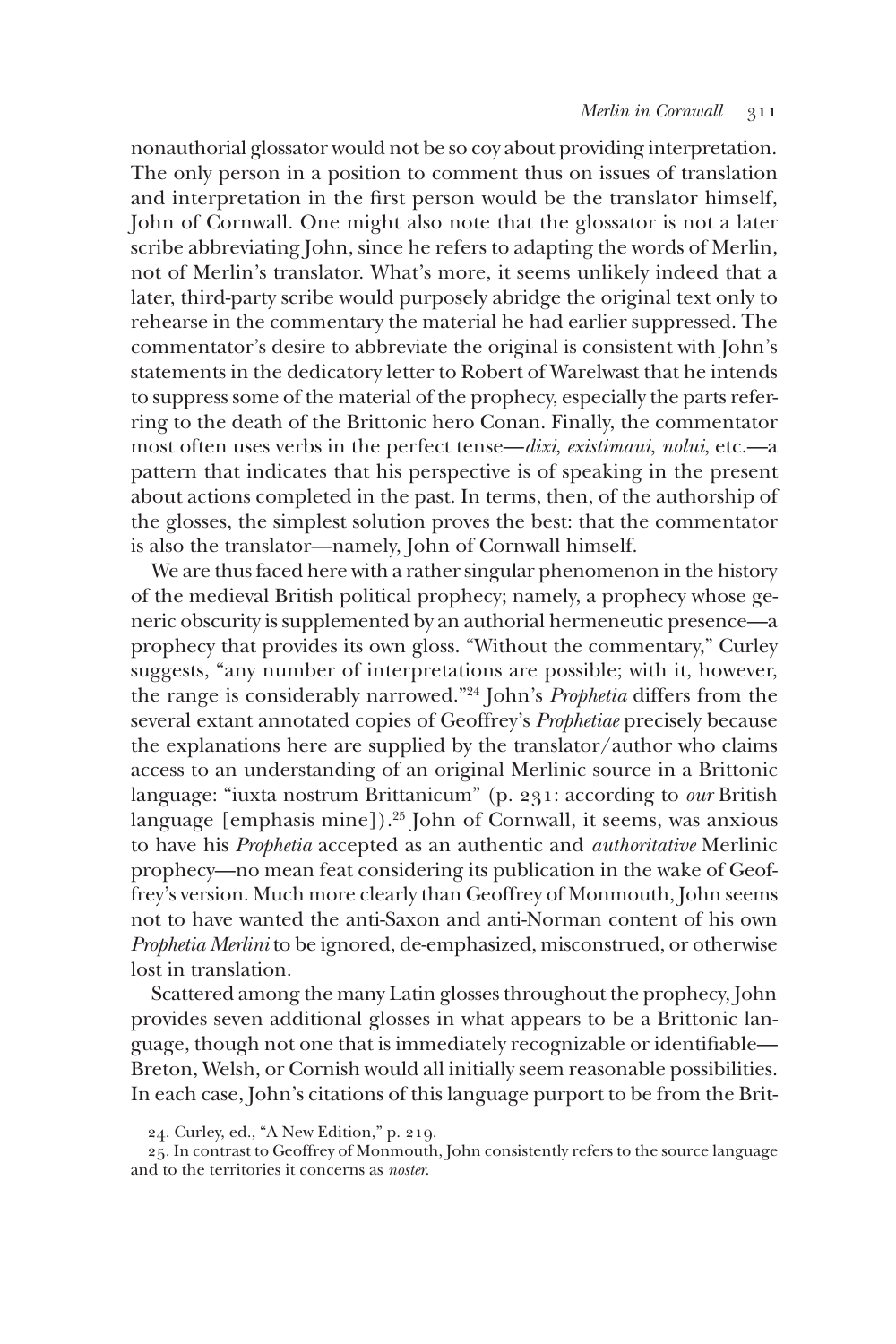nonauthorial glossator would not be so coy about providing interpretation. The only person in a position to comment thus on issues of translation and interpretation in the first person would be the translator himself, John of Cornwall. One might also note that the glossator is not a later scribe abbreviating John, since he refers to adapting the words of Merlin, not of Merlin's translator. What's more, it seems unlikely indeed that a later, third-party scribe would purposely abridge the original text only to rehearse in the commentary the material he had earlier suppressed. The commentator's desire to abbreviate the original is consistent with John's statements in the dedicatory letter to Robert of Warelwast that he intends to suppress some of the material of the prophecy, especially the parts referring to the death of the Brittonic hero Conan. Finally, the commentator most often uses verbs in the perfect tense—*dixi*, *existimaui*, *nolui*, etc.—a pattern that indicates that his perspective is of speaking in the present about actions completed in the past. In terms, then, of the authorship of the glosses, the simplest solution proves the best: that the commentator is also the translator—namely, John of Cornwall himself.

We are thus faced here with a rather singular phenomenon in the history of the medieval British political prophecy; namely, a prophecy whose generic obscurity is supplemented by an authorial hermeneutic presence—a prophecy that provides its own gloss. "Without the commentary," Curley suggests, "any number of interpretations are possible; with it, however, the range is considerably narrowed."[24] John's *Prophetia* differs from the several extant annotated copies of Geoffrey's *Prophetiae* precisely because the explanations here are supplied by the translator/author who claims access to an understanding of an original Merlinic source in a Brittonic language: "iuxta nostrum Brittanicum" (p. 231: according to *our* British language [emphasis mine]).[25] John of Cornwall, it seems, was anxious to have his *Prophetia* accepted as an authentic and *authoritative* Merlinic prophecy—no mean feat considering its publication in the wake of Geoffrey's version. Much more clearly than Geoffrey of Monmouth, John seems not to have wanted the anti-Saxon and anti-Norman content of his own *Prophetia Merlini* to be ignored, de-emphasized, misconstrued, or otherwise lost in translation.

Scattered among the many Latin glosses throughout the prophecy, John provides seven additional glosses in what appears to be a Brittonic language, though not one that is immediately recognizable or identifiable—Breton, Welsh, or Cornish would all initially seem reasonable possibilities. In each case, John's citations of this language purport to be from the Brit-

24. Curley, ed., "A New Edition," p. 219.

25. In contrast to Geoffrey of Monmouth, John consistently refers to the source language and to the territories it concerns as *noster*.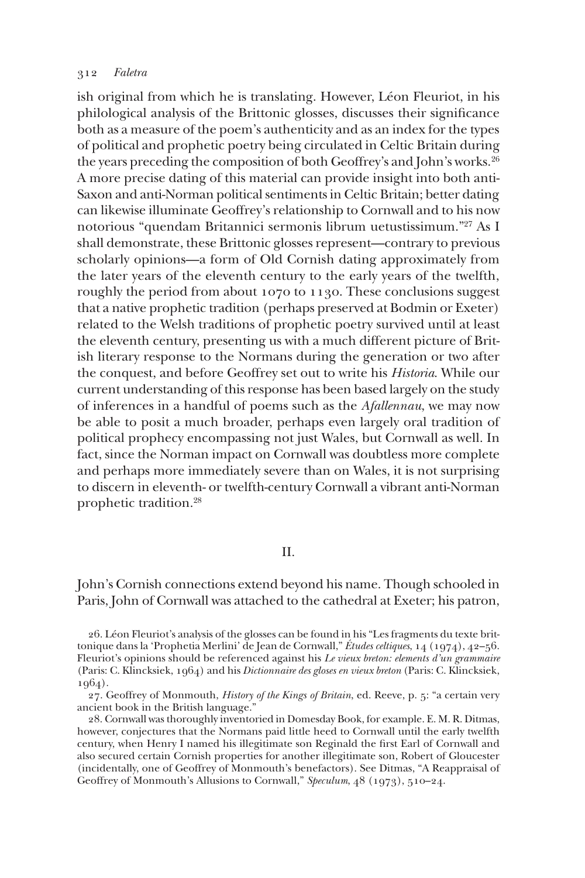ish original from which he is translating. However, Léon Fleuriot, in his philological analysis of the Brittonic glosses, discusses their significance both as a measure of the poem's authenticity and as an index for the types of political and prophetic poetry being circulated in Celtic Britain during the years preceding the composition of both Geoffrey's and John's works.[26] A more precise dating of this material can provide insight into both anti-Saxon and anti-Norman political sentiments in Celtic Britain; better dating can likewise illuminate Geoffrey's relationship to Cornwall and to his now notorious "quendam Britannici sermonis librum uetustissimum."[27] As I shall demonstrate, these Brittonic glosses represent—contrary to previous scholarly opinions—a form of Old Cornish dating approximately from the later years of the eleventh century to the early years of the twelfth, roughly the period from about 1070 to 1130. These conclusions suggest that a native prophetic tradition (perhaps preserved at Bodmin or Exeter) related to the Welsh traditions of prophetic poetry survived until at least the eleventh century, presenting us with a much different picture of British literary response to the Normans during the generation or two after the conquest, and before Geoffrey set out to write his *Historia*. While our current understanding of this response has been based largely on the study of inferences in a handful of poems such as the *Afallennau*, we may now be able to posit a much broader, perhaps even largely oral tradition of political prophecy encompassing not just Wales, but Cornwall as well. In fact, since the Norman impact on Cornwall was doubtless more complete and perhaps more immediately severe than on Wales, it is not surprising to discern in eleventh- or twelfth-century Cornwall a vibrant anti-Norman prophetic tradition.[28]

## II.

John's Cornish connections extend beyond his name. Though schooled in Paris, John of Cornwall was attached to the cathedral at Exeter; his patron,

26. Léon Fleuriot's analysis of the glosses can be found in his "Les fragments du texte brittonique dans la 'Prophetia Merlini' de Jean de Cornwall," *Études celtiques*, 14 (1974), 42–56. Fleuriot's opinions should be referenced against his *Le vieux breton: elements d'un grammaire* (Paris: C. Klincksiek, 1964) and his *Dictionnaire des gloses en vieux breton* (Paris: C. Klincksiek, 1964).

27. Geoffrey of Monmouth, *History of the Kings of Britain*, ed. Reeve, p. 5: "a certain very ancient book in the British language."

28. Cornwall was thoroughly inventoried in Domesday Book, for example. E. M. R. Ditmas, however, conjectures that the Normans paid little heed to Cornwall until the early twelfth century, when Henry I named his illegitimate son Reginald the first Earl of Cornwall and also secured certain Cornish properties for another illegitimate son, Robert of Gloucester (incidentally, one of Geoffrey of Monmouth's benefactors). See Ditmas, "A Reappraisal of Geoffrey of Monmouth's Allusions to Cornwall," *Speculum*, 48 (1973), 510–24.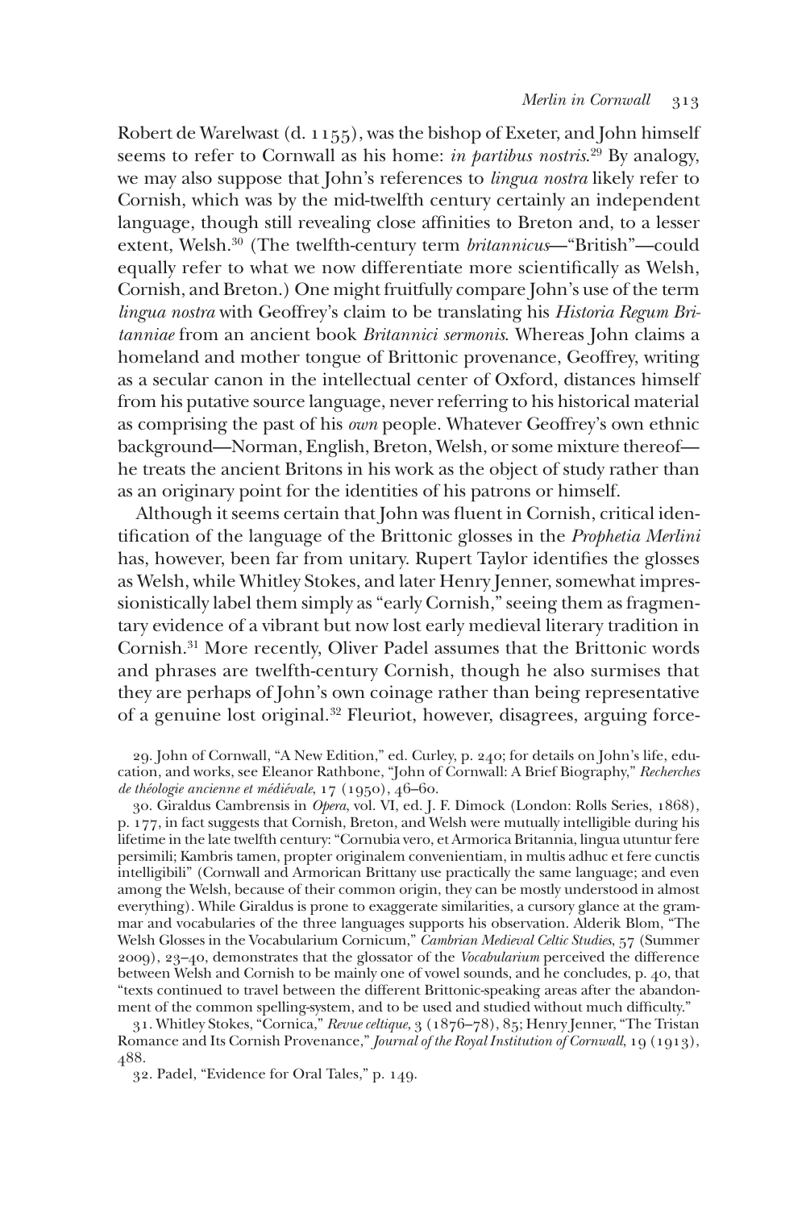Robert de Warelwast (d. 1155), was the bishop of Exeter, and John himself seems to refer to Cornwall as his home: *in partibus nostris*.[29] By analogy, we may also suppose that John's references to *lingua nostra* likely refer to Cornish, which was by the mid-twelfth century certainly an independent language, though still revealing close affinities to Breton and, to a lesser extent, Welsh.[30] (The twelfth-century term *britannicus*—"British"—could equally refer to what we now differentiate more scientifically as Welsh, Cornish, and Breton.) One might fruitfully compare John's use of the term *lingua nostra* with Geoffrey's claim to be translating his *Historia Regum Britanniae* from an ancient book *Britannici sermonis*. Whereas John claims a homeland and mother tongue of Brittonic provenance, Geoffrey, writing as a secular canon in the intellectual center of Oxford, distances himself from his putative source language, never referring to his historical material as comprising the past of his *own* people. Whatever Geoffrey's own ethnic background—Norman, English, Breton, Welsh, or some mixture thereof—he treats the ancient Britons in his work as the object of study rather than as an originary point for the identities of his patrons or himself.

Although it seems certain that John was fluent in Cornish, critical identification of the language of the Brittonic glosses in the *Prophetia Merlini* has, however, been far from unitary. Rupert Taylor identifies the glosses as Welsh, while Whitley Stokes, and later Henry Jenner, somewhat impressionistically label them simply as "early Cornish," seeing them as fragmentary evidence of a vibrant but now lost early medieval literary tradition in Cornish.[31] More recently, Oliver Padel assumes that the Brittonic words and phrases are twelfth-century Cornish, though he also surmises that they are perhaps of John's own coinage rather than being representative of a genuine lost original.[32] Fleuriot, however, disagrees, arguing force-

29. John of Cornwall, "A New Edition," ed. Curley, p. 240; for details on John's life, education, and works, see Eleanor Rathbone, "John of Cornwall: A Brief Biography," *Recherches de théologie ancienne et médiévale*, 17 (1950), 46–60.

30. Giraldus Cambrensis in *Opera*, vol. VI, ed. J. F. Dimock (London: Rolls Series, 1868), p. 177, in fact suggests that Cornish, Breton, and Welsh were mutually intelligible during his lifetime in the late twelfth century: "Cornubia vero, et Armorica Britannia, lingua utuntur fere persimili; Kambris tamen, propter originalem convenientiam, in multis adhuc et fere cunctis intelligibili" (Cornwall and Armorican Brittany use practically the same language; and even among the Welsh, because of their common origin, they can be mostly understood in almost everything). While Giraldus is prone to exaggerate similarities, a cursory glance at the grammar and vocabularies of the three languages supports his observation. Alderik Blom, "The Welsh Glosses in the Vocabularium Cornicum," *Cambrian Medieval Celtic Studies*, 57 (Summer 2009), 23–40, demonstrates that the glossator of the *Vocabularium* perceived the difference between Welsh and Cornish to be mainly one of vowel sounds, and he concludes, p. 40, that "texts continued to travel between the different Brittonic-speaking areas after the abandonment of the common spelling-system, and to be used and studied without much difficulty."

31. Whitley Stokes, "Cornica," *Revue celtique*, 3 (1876–78), 85; Henry Jenner, "The Tristan Romance and Its Cornish Provenance," *Journal of the Royal Institution of Cornwall*, 19 (1913), 488.

32. Padel, "Evidence for Oral Tales," p. 149.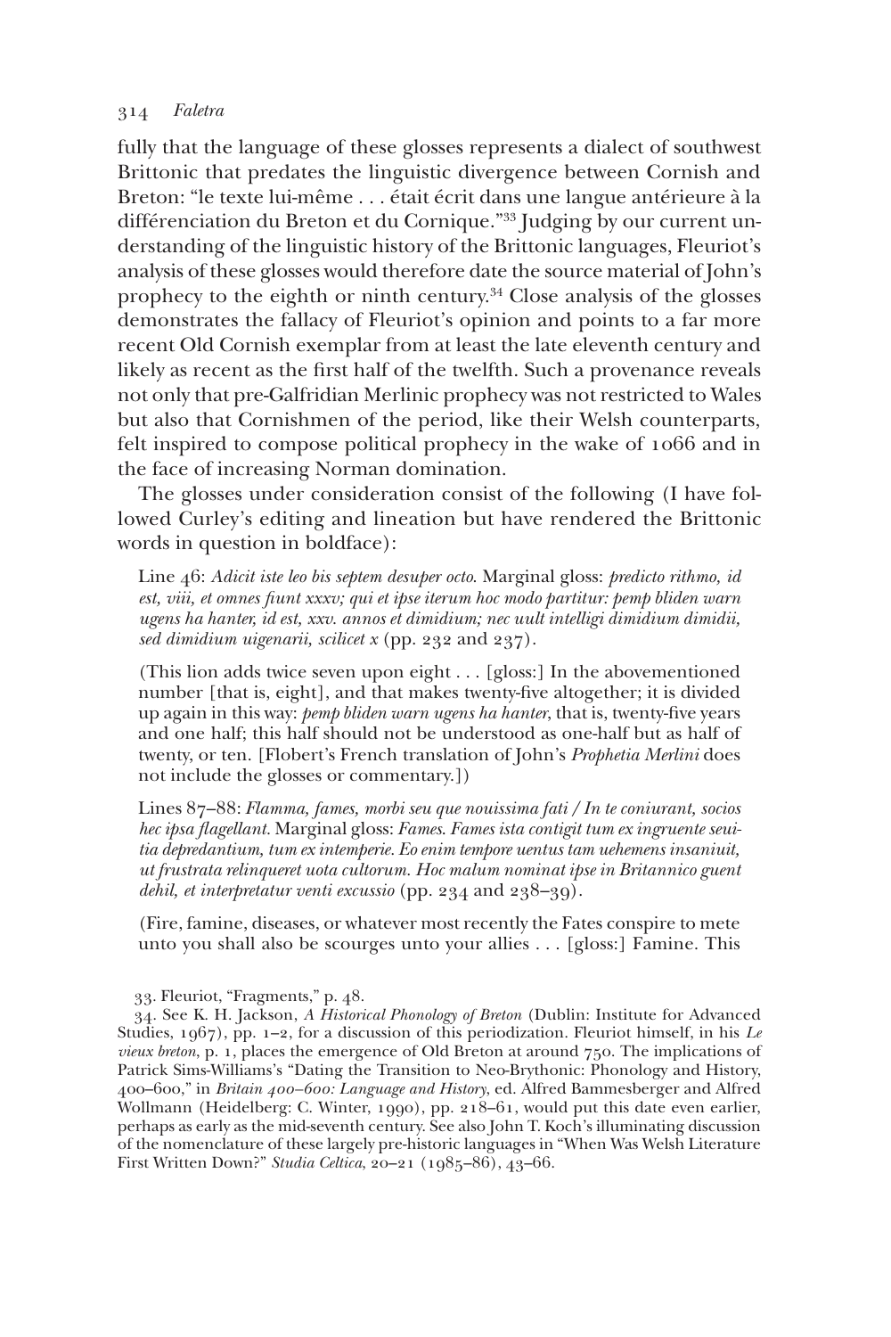fully that the language of these glosses represents a dialect of southwest Brittonic that predates the linguistic divergence between Cornish and Breton: "le texte lui-même . . . était écrit dans une langue antérieure à la différenciation du Breton et du Cornique."[33] Judging by our current understanding of the linguistic history of the Brittonic languages, Fleuriot's analysis of these glosses would therefore date the source material of John's prophecy to the eighth or ninth century.[34] Close analysis of the glosses demonstrates the fallacy of Fleuriot's opinion and points to a far more recent Old Cornish exemplar from at least the late eleventh century and likely as recent as the first half of the twelfth. Such a provenance reveals not only that pre-Galfridian Merlinic prophecy was not restricted to Wales but also that Cornishmen of the period, like their Welsh counterparts, felt inspired to compose political prophecy in the wake of 1066 and in the face of increasing Norman domination.

The glosses under consideration consist of the following (I have followed Curley's editing and lineation but have rendered the Brittonic words in question in boldface):

> Line 46: *Adicit iste leo bis septem desuper octo.* Marginal gloss: *predicto rithmo, id est, viii, et omnes fiunt xxxv; qui et ipse iterum hoc modo partitur: pemp bliden warn ugens ha hanter, id est, xxv. annos et dimidium; nec uult intelligi dimidium dimidii, sed dimidium uigenarii, scilicet x* (pp. 232 and 237).
>
> (This lion adds twice seven upon eight . . . [gloss:] In the abovementioned number [that is, eight], and that makes twenty-five altogether; it is divided up again in this way: *pemp bliden warn ugens ha hanter*, that is, twenty-five years and one half; this half should not be understood as one-half but as half of twenty, or ten. [Flobert's French translation of John's *Prophetia Merlini* does not include the glosses or commentary.])
>
> Lines 87–88: *Flamma, fames, morbi seu que nouissima fati / In te coniurant, socios hec ipsa flagellant.* Marginal gloss: *Fames. Fames ista contigit tum ex ingruente seuitia depredantium, tum ex intemperie. Eo enim tempore uentus tam uehemens insaniuit, ut frustrata relinqueret uota cultorum. Hoc malum nominat ipse in Britannico guent dehil, et interpretatur venti excussio* (pp. 234 and 238–39).
>
> (Fire, famine, diseases, or whatever most recently the Fates conspire to mete unto you shall also be scourges unto your allies . . . [gloss:] Famine. This

33. Fleuriot, "Fragments," p. 48.

34. See K. H. Jackson, *A Historical Phonology of Breton* (Dublin: Institute for Advanced Studies, 1967), pp. 1–2, for a discussion of this periodization. Fleuriot himself, in his *Le vieux breton*, p. 1, places the emergence of Old Breton at around 750. The implications of Patrick Sims-Williams's "Dating the Transition to Neo-Brythonic: Phonology and History, 400–600," in *Britain 400–600: Language and History*, ed. Alfred Bammesberger and Alfred Wollmann (Heidelberg: C. Winter, 1990), pp. 218–61, would put this date even earlier, perhaps as early as the mid-seventh century. See also John T. Koch's illuminating discussion of the nomenclature of these largely pre-historic languages in "When Was Welsh Literature First Written Down?" *Studia Celtica*, 20–21 (1985–86), 43–66.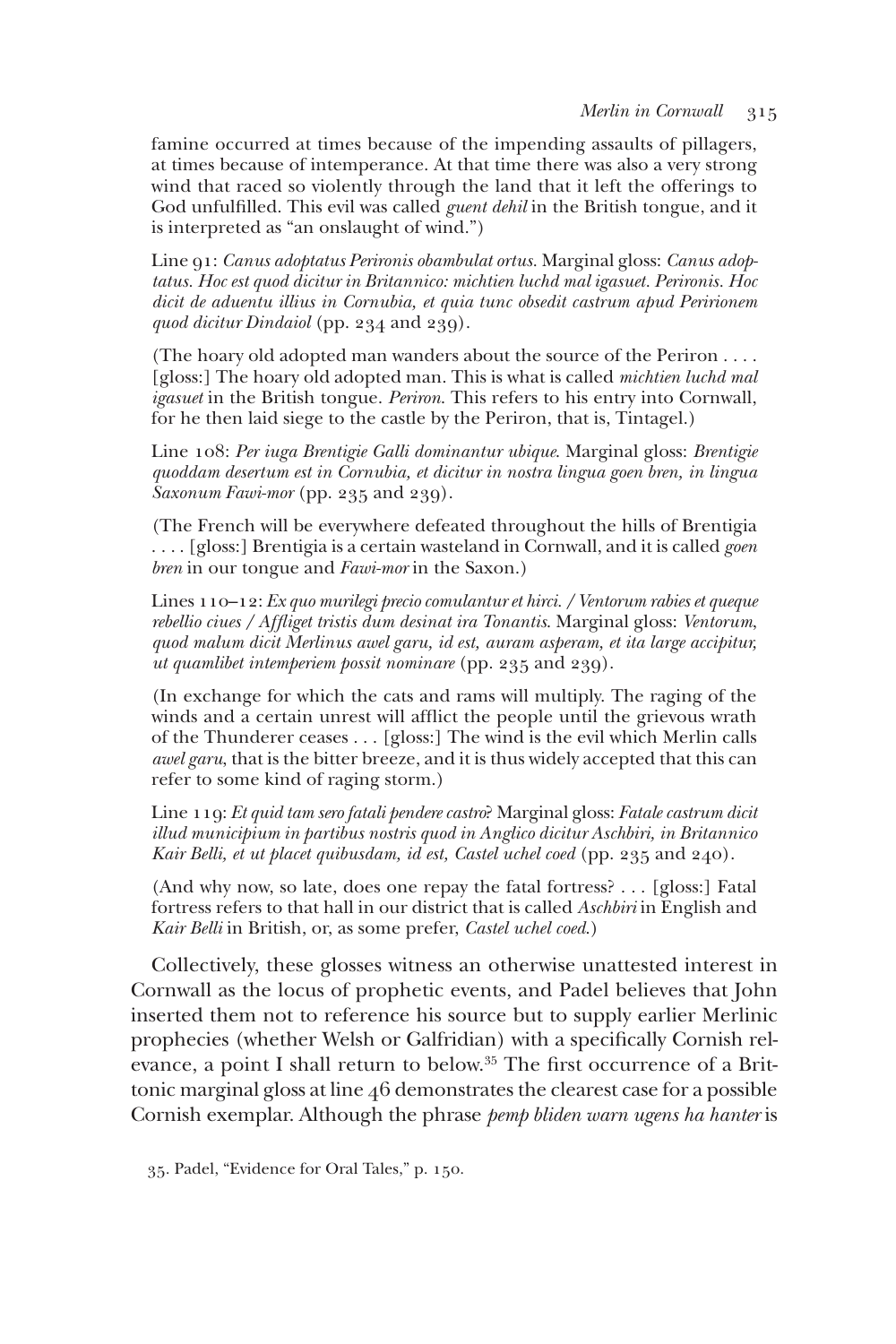famine occurred at times because of the impending assaults of pillagers, at times because of intemperance. At that time there was also a very strong wind that raced so violently through the land that it left the offerings to God unfulfilled. This evil was called *guent dehil* in the British tongue, and it is interpreted as "an onslaught of wind.")

Line 91: *Canus adoptatus Perironis obambulat ortus.* Marginal gloss: *Canus adoptatus. Hoc est quod dicitur in Britannico: michtien luchd mal igasuet. Perironis. Hoc dicit de aduentu illius in Cornubia, et quia tunc obsedit castrum apud Peririonem quod dicitur Dindaiol* (pp. 234 and 239).

(The hoary old adopted man wanders about the source of the Periron . . . . [gloss:] The hoary old adopted man. This is what is called *michtien luchd mal igasuet* in the British tongue. *Periron.* This refers to his entry into Cornwall, for he then laid siege to the castle by the Periron, that is, Tintagel.)

Line 108: *Per iuga Brentigie Galli dominantur ubique.* Marginal gloss: *Brentigie quoddam desertum est in Cornubia, et dicitur in nostra lingua goen bren, in lingua Saxonum Fawi-mor* (pp. 235 and 239).

(The French will be everywhere defeated throughout the hills of Brentigia . . . . [gloss:] Brentigia is a certain wasteland in Cornwall, and it is called *goen bren* in our tongue and *Fawi-mor* in the Saxon.)

Lines 110–12: *Ex quo murilegi precio comulantur et hirci. / Ventorum rabies et queque rebellio ciues / Affliget tristis dum desinat ira Tonantis.* Marginal gloss: *Ventorum, quod malum dicit Merlinus awel garu, id est, auram asperam, et ita large accipitur, ut quamlibet intemperiem possit nominare* (pp. 235 and 239).

(In exchange for which the cats and rams will multiply. The raging of the winds and a certain unrest will afflict the people until the grievous wrath of the Thunderer ceases . . . [gloss:] The wind is the evil which Merlin calls *awel garu*, that is the bitter breeze, and it is thus widely accepted that this can refer to some kind of raging storm.)

Line 119: *Et quid tam sero fatali pendere castro?* Marginal gloss: *Fatale castrum dicit illud municipium in partibus nostris quod in Anglico dicitur Aschbiri, in Britannico Kair Belli, et ut placet quibusdam, id est, Castel uchel coed* (pp. 235 and 240).

(And why now, so late, does one repay the fatal fortress? . . . [gloss:] Fatal fortress refers to that hall in our district that is called *Aschbiri* in English and *Kair Belli* in British, or, as some prefer, *Castel uchel coed*.)

Collectively, these glosses witness an otherwise unattested interest in Cornwall as the locus of prophetic events, and Padel believes that John inserted them not to reference his source but to supply earlier Merlinic prophecies (whether Welsh or Galfridian) with a specifically Cornish relevance, a point I shall return to below.[35] The first occurrence of a Brittonic marginal gloss at line 46 demonstrates the clearest case for a possible Cornish exemplar. Although the phrase *pemp bliden warn ugens ha hanter* is

35. Padel, "Evidence for Oral Tales," p. 150.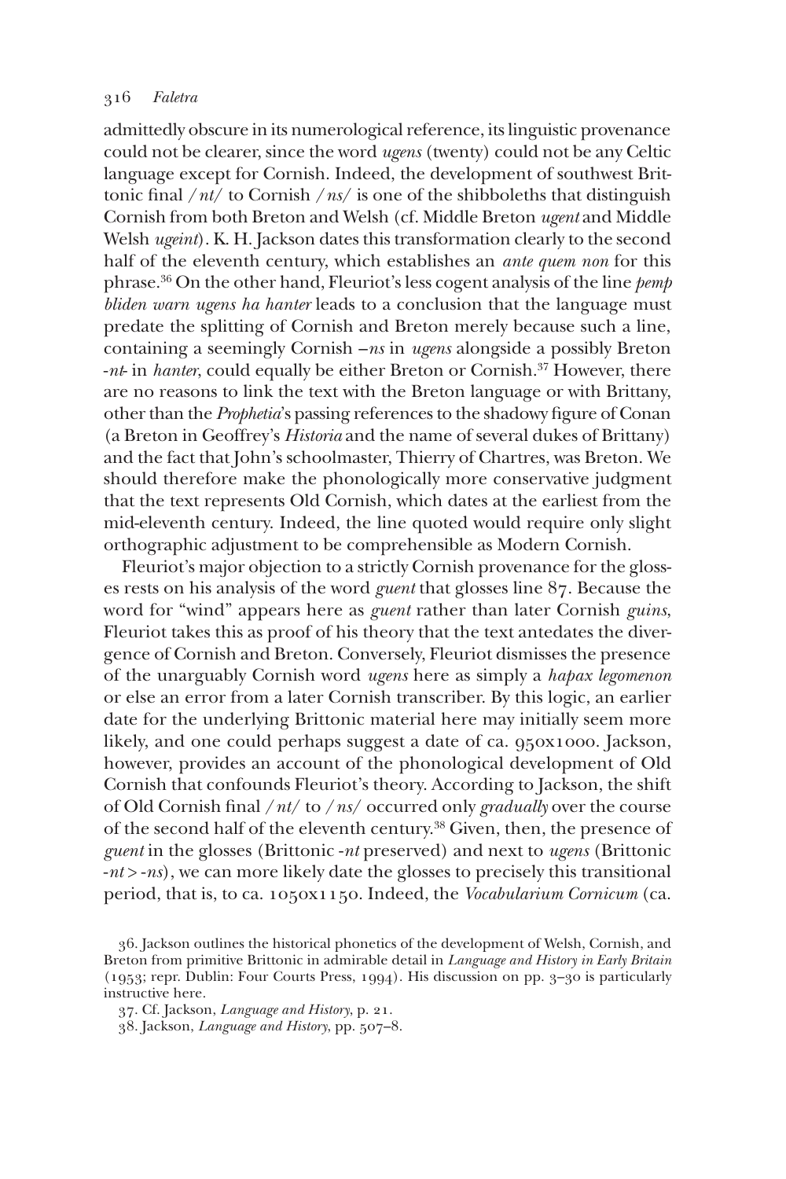admittedly obscure in its numerological reference, its linguistic provenance could not be clearer, since the word *ugens* (twenty) could not be any Celtic language except for Cornish. Indeed, the development of southwest Brittonic final /*nt*/ to Cornish /*ns*/ is one of the shibboleths that distinguish Cornish from both Breton and Welsh (cf. Middle Breton *ugent* and Middle Welsh *ugeint*). K. H. Jackson dates this transformation clearly to the second half of the eleventh century, which establishes an *ante quem non* for this phrase.[36] On the other hand, Fleuriot's less cogent analysis of the line *pemp bliden warn ugens ha hanter* leads to a conclusion that the language must predate the splitting of Cornish and Breton merely because such a line, containing a seemingly Cornish –*ns* in *ugens* alongside a possibly Breton -*nt*- in *hanter*, could equally be either Breton or Cornish.[37] However, there are no reasons to link the text with the Breton language or with Brittany, other than the *Prophetia*'s passing references to the shadowy figure of Conan (a Breton in Geoffrey's *Historia* and the name of several dukes of Brittany) and the fact that John's schoolmaster, Thierry of Chartres, was Breton. We should therefore make the phonologically more conservative judgment that the text represents Old Cornish, which dates at the earliest from the mid-eleventh century. Indeed, the line quoted would require only slight orthographic adjustment to be comprehensible as Modern Cornish.

Fleuriot's major objection to a strictly Cornish provenance for the glosses rests on his analysis of the word *guent* that glosses line 87. Because the word for "wind" appears here as *guent* rather than later Cornish *guins*, Fleuriot takes this as proof of his theory that the text antedates the divergence of Cornish and Breton. Conversely, Fleuriot dismisses the presence of the unarguably Cornish word *ugens* here as simply a *hapax legomenon* or else an error from a later Cornish transcriber. By this logic, an earlier date for the underlying Brittonic material here may initially seem more likely, and one could perhaps suggest a date of ca. 950x1000. Jackson, however, provides an account of the phonological development of Old Cornish that confounds Fleuriot's theory. According to Jackson, the shift of Old Cornish final /*nt*/ to /*ns*/ occurred only *gradually* over the course of the second half of the eleventh century.[38] Given, then, the presence of *guent* in the glosses (Brittonic -*nt* preserved) and next to *ugens* (Brittonic -*nt* > -*ns*), we can more likely date the glosses to precisely this transitional period, that is, to ca. 1050x1150. Indeed, the *Vocabularium Cornicum* (ca.

36. Jackson outlines the historical phonetics of the development of Welsh, Cornish, and Breton from primitive Brittonic in admirable detail in *Language and History in Early Britain* (1953; repr. Dublin: Four Courts Press, 1994). His discussion on pp. 3–30 is particularly instructive here.

37. Cf. Jackson, *Language and History*, p. 21.

38. Jackson, *Language and History*, pp. 507–8.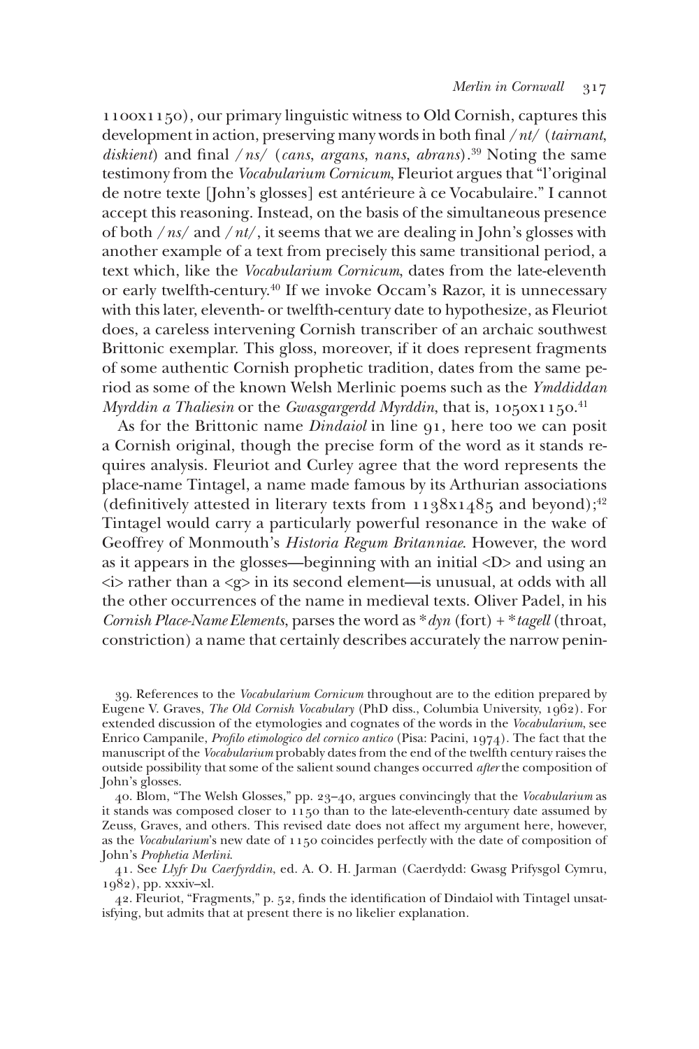1100x1150), our primary linguistic witness to Old Cornish, captures this development in action, preserving many words in both final /*nt*/ (*tairnant*, *diskient*) and final /*ns*/ (*cans*, *argans*, *nans*, *abrans*).[39] Noting the same testimony from the *Vocabularium Cornicum*, Fleuriot argues that "l'original de notre texte [John's glosses] est antérieure à ce Vocabulaire." I cannot accept this reasoning. Instead, on the basis of the simultaneous presence of both /*ns*/ and /*nt*/, it seems that we are dealing in John's glosses with another example of a text from precisely this same transitional period, a text which, like the *Vocabularium Cornicum*, dates from the late-eleventh or early twelfth-century.[40] If we invoke Occam's Razor, it is unnecessary with this later, eleventh- or twelfth-century date to hypothesize, as Fleuriot does, a careless intervening Cornish transcriber of an archaic southwest Brittonic exemplar. This gloss, moreover, if it does represent fragments of some authentic Cornish prophetic tradition, dates from the same period as some of the known Welsh Merlinic poems such as the *Ymddiddan Myrddin a Thaliesin* or the *Gwasgargerdd Myrddin*, that is, 1050x1150.[41]

As for the Brittonic name *Dindaiol* in line 91, here too we can posit a Cornish original, though the precise form of the word as it stands requires analysis. Fleuriot and Curley agree that the word represents the place-name Tintagel, a name made famous by its Arthurian associations (definitively attested in literary texts from 1138x1485 and beyond);[42] Tintagel would carry a particularly powerful resonance in the wake of Geoffrey of Monmouth's *Historia Regum Britanniae*. However, the word as it appears in the glosses—beginning with an initial <D> and using an <i> rather than a <g> in its second element—is unusual, at odds with all the other occurrences of the name in medieval texts. Oliver Padel, in his *Cornish Place-Name Elements*, parses the word as **dyn* (fort) + **tagell* (throat, constriction) a name that certainly describes accurately the narrow penin-

39. References to the *Vocabularium Cornicum* throughout are to the edition prepared by Eugene V. Graves, *The Old Cornish Vocabulary* (PhD diss., Columbia University, 1962). For extended discussion of the etymologies and cognates of the words in the *Vocabularium*, see Enrico Campanile, *Profilo etimologico del cornico antico* (Pisa: Pacini, 1974). The fact that the manuscript of the *Vocabularium* probably dates from the end of the twelfth century raises the outside possibility that some of the salient sound changes occurred *after* the composition of John's glosses.

40. Blom, "The Welsh Glosses," pp. 23–40, argues convincingly that the *Vocabularium* as it stands was composed closer to 1150 than to the late-eleventh-century date assumed by Zeuss, Graves, and others. This revised date does not affect my argument here, however, as the *Vocabularium*'s new date of 1150 coincides perfectly with the date of composition of John's *Prophetia Merlini*.

41. See *Llyfr Du Caerfyrddin*, ed. A. O. H. Jarman (Caerdydd: Gwasg Prifysgol Cymru, 1982), pp. xxxiv–xl.

42. Fleuriot, "Fragments," p. 52, finds the identification of Dindaiol with Tintagel unsatisfying, but admits that at present there is no likelier explanation.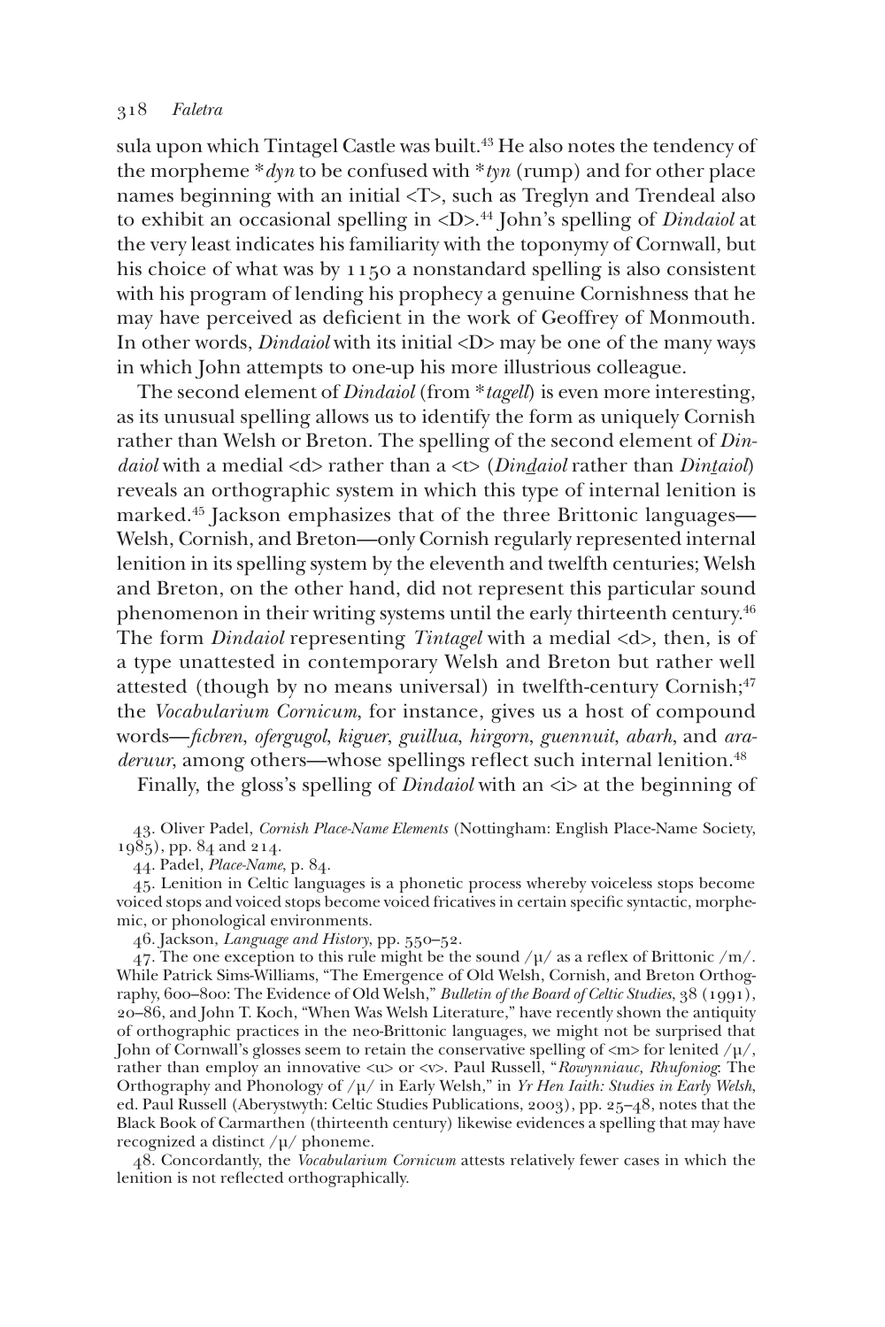sula upon which Tintagel Castle was built.[43] He also notes the tendency of the morpheme **dyn* to be confused with **tyn* (rump) and for other place names beginning with an initial <T>, such as Treglyn and Trendeal also to exhibit an occasional spelling in <D>.[44] John's spelling of *Dindaiol* at the very least indicates his familiarity with the toponymy of Cornwall, but his choice of what was by 1150 a nonstandard spelling is also consistent with his program of lending his prophecy a genuine Cornishness that he may have perceived as deficient in the work of Geoffrey of Monmouth. In other words, *Dindaiol* with its initial <D> may be one of the many ways in which John attempts to one-up his more illustrious colleague.

The second element of *Dindaiol* (from **tagell*) is even more interesting, as its unusual spelling allows us to identify the form as uniquely Cornish rather than Welsh or Breton. The spelling of the second element of *Dindaiol* with a medial <d> rather than a <t> (*Di<u>nd</u>aiol* rather than *Di<u>nt</u>aiol*) reveals an orthographic system in which this type of internal lenition is marked.[45] Jackson emphasizes that of the three Brittonic languages—Welsh, Cornish, and Breton—only Cornish regularly represented internal lenition in its spelling system by the eleventh and twelfth centuries; Welsh and Breton, on the other hand, did not represent this particular sound phenomenon in their writing systems until the early thirteenth century.[46] The form *Dindaiol* representing *Tintagel* with a medial <d>, then, is of a type unattested in contemporary Welsh and Breton but rather well attested (though by no means universal) in twelfth-century Cornish;[47] the *Vocabularium Cornicum*, for instance, gives us a host of compound words—*ficbren*, *ofergugol*, *kiguer*, *guillua*, *hirgorn*, *guennuit*, *abarh*, and *araderuur*, among others—whose spellings reflect such internal lenition.[48]

Finally, the gloss's spelling of *Dindaiol* with an <i> at the beginning of

43. Oliver Padel, *Cornish Place-Name Elements* (Nottingham: English Place-Name Society, 1985), pp. 84 and 214.

44. Padel, *Place-Name*, p. 84.

45. Lenition in Celtic languages is a phonetic process whereby voiceless stops become voiced stops and voiced stops become voiced fricatives in certain specific syntactic, morphemic, or phonological environments.

46. Jackson, *Language and History*, pp. 550–52.

47. The one exception to this rule might be the sound /μ/ as a reflex of Brittonic /m/. While Patrick Sims-Williams, "The Emergence of Old Welsh, Cornish, and Breton Orthography, 600–800: The Evidence of Old Welsh," *Bulletin of the Board of Celtic Studies*, 38 (1991), 20–86, and John T. Koch, "When Was Welsh Literature," have recently shown the antiquity of orthographic practices in the neo-Brittonic languages, we might not be surprised that John of Cornwall's glosses seem to retain the conservative spelling of <m> for lenited /μ/, rather than employ an innovative <u> or <v>. Paul Russell, "*Rowynniauc, Rhufoniog*: The Orthography and Phonology of /μ/ in Early Welsh," in *Yr Hen Iaith: Studies in Early Welsh*, ed. Paul Russell (Aberystwyth: Celtic Studies Publications, 2003), pp. 25–48, notes that the Black Book of Carmarthen (thirteenth century) likewise evidences a spelling that may have recognized a distinct /μ/ phoneme.

48. Concordantly, the *Vocabularium Cornicum* attests relatively fewer cases in which the lenition is not reflected orthographically.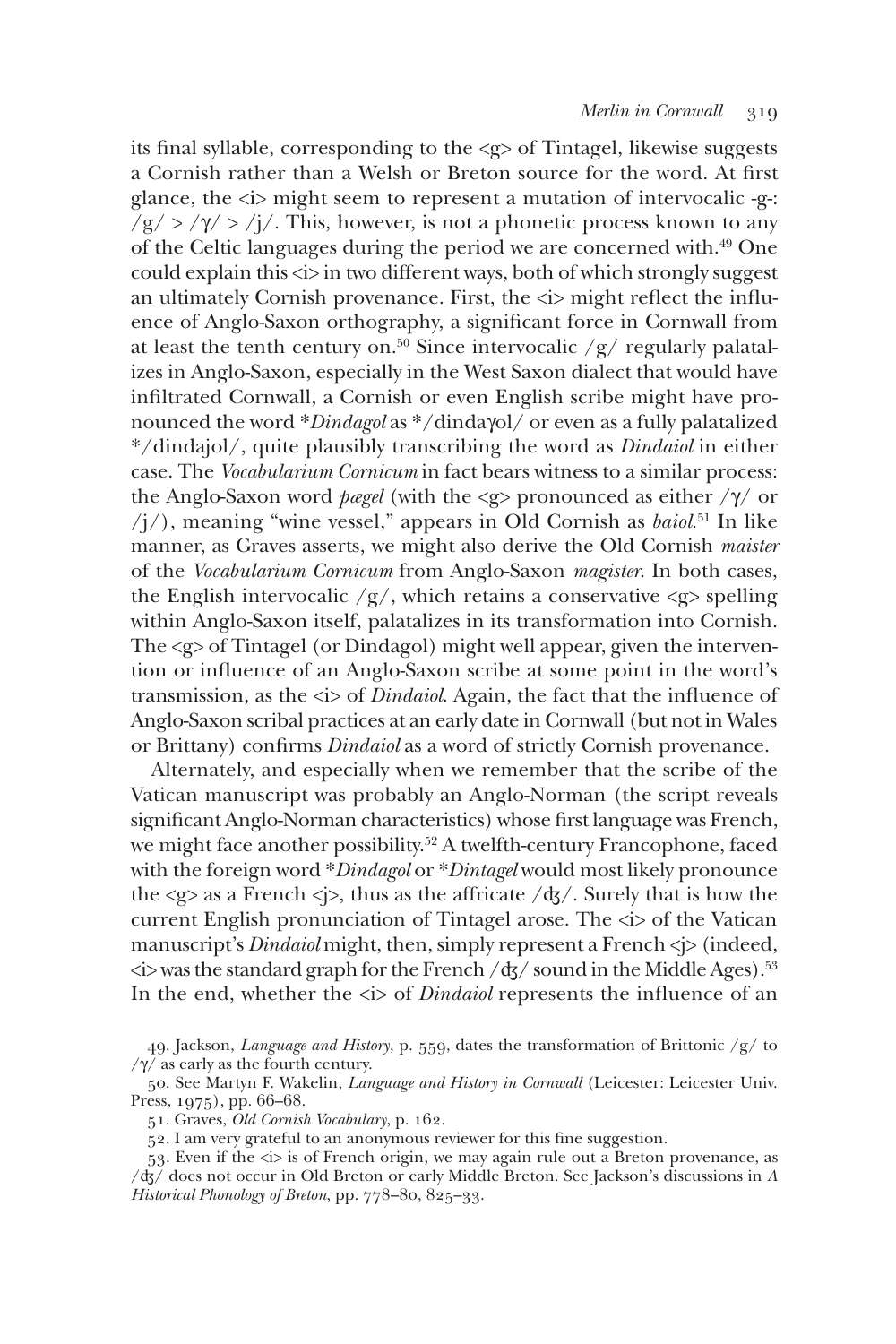its final syllable, corresponding to the <g> of Tintagel, likewise suggests a Cornish rather than a Welsh or Breton source for the word. At first glance, the <i> might seem to represent a mutation of intervocalic -g-: /g/ > /ɣ/ > /j/. This, however, is not a phonetic process known to any of the Celtic languages during the period we are concerned with.[49] One could explain this <i> in two different ways, both of which strongly suggest an ultimately Cornish provenance. First, the <i> might reflect the influence of Anglo-Saxon orthography, a significant force in Cornwall from at least the tenth century on.[50] Since intervocalic /g/ regularly palatalizes in Anglo-Saxon, especially in the West Saxon dialect that would have infiltrated Cornwall, a Cornish or even English scribe might have pronounced the word \**Dindagol* as \*/dindaɣol/ or even as a fully palatalized \*/dindajol/, quite plausibly transcribing the word as *Dindaiol* in either case. The *Vocabularium Cornicum* in fact bears witness to a similar process: the Anglo-Saxon word *pægel* (with the <g> pronounced as either /ɣ/ or /j/), meaning "wine vessel," appears in Old Cornish as *baiol*.[51] In like manner, as Graves asserts, we might also derive the Old Cornish *maister* of the *Vocabularium Cornicum* from Anglo-Saxon *magister*. In both cases, the English intervocalic /g/, which retains a conservative <g> spelling within Anglo-Saxon itself, palatalizes in its transformation into Cornish. The <g> of Tintagel (or Dindagol) might well appear, given the intervention or influence of an Anglo-Saxon scribe at some point in the word's transmission, as the <i> of *Dindaiol*. Again, the fact that the influence of Anglo-Saxon scribal practices at an early date in Cornwall (but not in Wales or Brittany) confirms *Dindaiol* as a word of strictly Cornish provenance.

Alternately, and especially when we remember that the scribe of the Vatican manuscript was probably an Anglo-Norman (the script reveals significant Anglo-Norman characteristics) whose first language was French, we might face another possibility.[52] A twelfth-century Francophone, faced with the foreign word \**Dindagol* or \**Dintagel* would most likely pronounce the <g> as a French <j>, thus as the affricate /ʤ/. Surely that is how the current English pronunciation of Tintagel arose. The <i> of the Vatican manuscript's *Dindaiol* might, then, simply represent a French <j> (indeed, <i> was the standard graph for the French /ʤ/ sound in the Middle Ages).[53] In the end, whether the <i> of *Dindaiol* represents the influence of an

49. Jackson, *Language and History*, p. 559, dates the transformation of Brittonic /g/ to /ɣ/ as early as the fourth century.

50. See Martyn F. Wakelin, *Language and History in Cornwall* (Leicester: Leicester Univ. Press, 1975), pp. 66–68.

51. Graves, *Old Cornish Vocabulary*, p. 162.

52. I am very grateful to an anonymous reviewer for this fine suggestion.

53. Even if the <i> is of French origin, we may again rule out a Breton provenance, as /ʤ/ does not occur in Old Breton or early Middle Breton. See Jackson's discussions in *A Historical Phonology of Breton*, pp. 778–80, 825–33.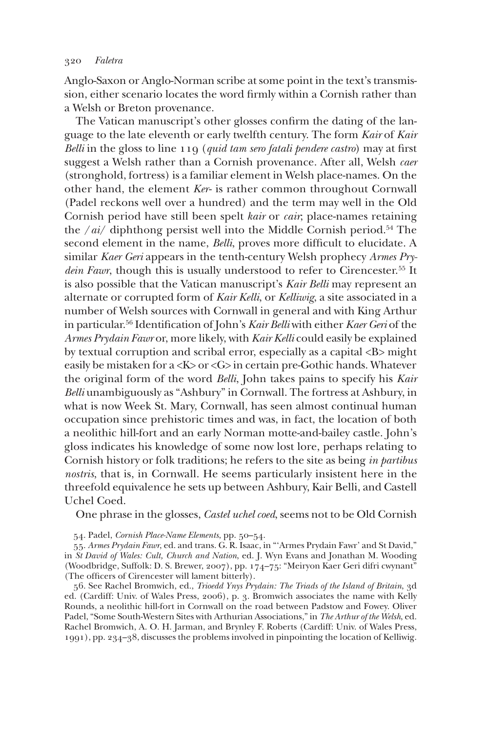Anglo-Saxon or Anglo-Norman scribe at some point in the text's transmission, either scenario locates the word firmly within a Cornish rather than a Welsh or Breton provenance.

The Vatican manuscript's other glosses confirm the dating of the language to the late eleventh or early twelfth century. The form *Kair* of *Kair Belli* in the gloss to line 119 (*quid tam sero fatali pendere castro*) may at first suggest a Welsh rather than a Cornish provenance. After all, Welsh *caer* (stronghold, fortress) is a familiar element in Welsh place-names. On the other hand, the element *Ker-* is rather common throughout Cornwall (Padel reckons well over a hundred) and the term may well in the Old Cornish period have still been spelt *kair* or *cair*; place-names retaining the /*ai*/ diphthong persist well into the Middle Cornish period.[54] The second element in the name, *Belli*, proves more difficult to elucidate. A similar *Kaer Geri* appears in the tenth-century Welsh prophecy *Armes Prydein Fawr*, though this is usually understood to refer to Cirencester.[55] It is also possible that the Vatican manuscript's *Kair Belli* may represent an alternate or corrupted form of *Kair Kelli*, or *Kelliwig*, a site associated in a number of Welsh sources with Cornwall in general and with King Arthur in particular.[56] Identification of John's *Kair Belli* with either *Kaer Geri* of the *Armes Prydain Fawr* or, more likely, with *Kair Kelli* could easily be explained by textual corruption and scribal error, especially as a capital <B> might easily be mistaken for a <K> or <G> in certain pre-Gothic hands. Whatever the original form of the word *Belli*, John takes pains to specify his *Kair Belli* unambiguously as "Ashbury" in Cornwall. The fortress at Ashbury, in what is now Week St. Mary, Cornwall, has seen almost continual human occupation since prehistoric times and was, in fact, the location of both a neolithic hill-fort and an early Norman motte-and-bailey castle. John's gloss indicates his knowledge of some now lost lore, perhaps relating to Cornish history or folk traditions; he refers to the site as being *in partibus nostris*, that is, in Cornwall. He seems particularly insistent here in the threefold equivalence he sets up between Ashbury, Kair Belli, and Castell Uchel Coed.

One phrase in the glosses, *Castel uchel coed*, seems not to be Old Cornish

54. Padel, *Cornish Place-Name Elements*, pp. 50–54.

55. *Armes Prydain Fawr*, ed. and trans. G. R. Isaac, in "'Armes Prydain Fawr' and St David," in *St David of Wales: Cult, Church and Nation*, ed. J. Wyn Evans and Jonathan M. Wooding (Woodbridge, Suffolk: D. S. Brewer, 2007), pp. 174–75: "Meiryon Kaer Geri difri cwynant" (The officers of Cirencester will lament bitterly).

56. See Rachel Bromwich, ed., *Trioedd Ynys Prydain: The Triads of the Island of Britain*, 3d ed. (Cardiff: Univ. of Wales Press, 2006), p. 3. Bromwich associates the name with Kelly Rounds, a neolithic hill-fort in Cornwall on the road between Padstow and Fowey. Oliver Padel, "Some South-Western Sites with Arthurian Associations," in *The Arthur of the Welsh*, ed. Rachel Bromwich, A. O. H. Jarman, and Brynley F. Roberts (Cardiff: Univ. of Wales Press, 1991), pp. 234–38, discusses the problems involved in pinpointing the location of Kelliwig.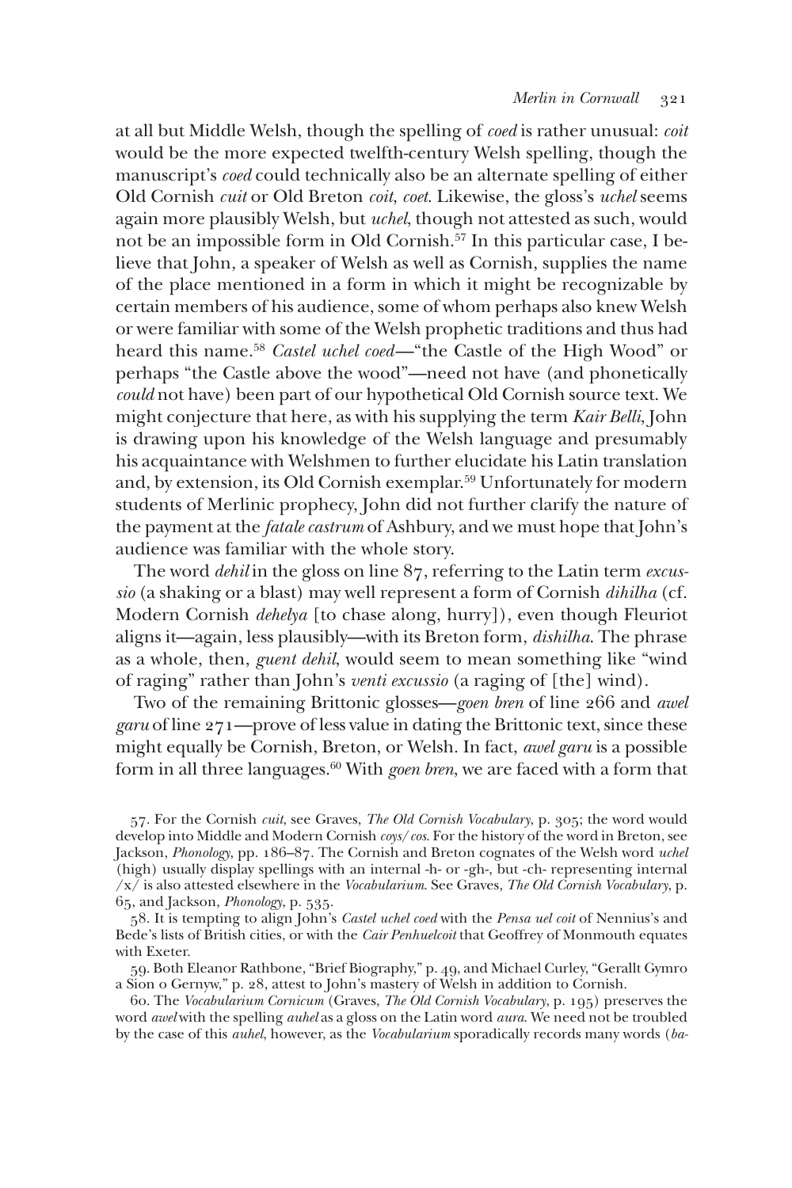at all but Middle Welsh, though the spelling of *coed* is rather unusual: *coit* would be the more expected twelfth-century Welsh spelling, though the manuscript's *coed* could technically also be an alternate spelling of either Old Cornish *cuit* or Old Breton *coit*, *coet*. Likewise, the gloss's *uchel* seems again more plausibly Welsh, but *uchel*, though not attested as such, would not be an impossible form in Old Cornish.[57] In this particular case, I believe that John, a speaker of Welsh as well as Cornish, supplies the name of the place mentioned in a form in which it might be recognizable by certain members of his audience, some of whom perhaps also knew Welsh or were familiar with some of the Welsh prophetic traditions and thus had heard this name.[58] *Castel uchel coed*—"the Castle of the High Wood" or perhaps "the Castle above the wood"—need not have (and phonetically *could* not have) been part of our hypothetical Old Cornish source text. We might conjecture that here, as with his supplying the term *Kair Belli*, John is drawing upon his knowledge of the Welsh language and presumably his acquaintance with Welshmen to further elucidate his Latin translation and, by extension, its Old Cornish exemplar.[59] Unfortunately for modern students of Merlinic prophecy, John did not further clarify the nature of the payment at the *fatale castrum* of Ashbury, and we must hope that John's audience was familiar with the whole story.

The word *dehil* in the gloss on line 87, referring to the Latin term *excussio* (a shaking or a blast) may well represent a form of Cornish *dihilha* (cf. Modern Cornish *dehelya* [to chase along, hurry]), even though Fleuriot aligns it—again, less plausibly—with its Breton form, *dishilha*. The phrase as a whole, then, *guent dehil*, would seem to mean something like "wind of raging" rather than John's *venti excussio* (a raging of [the] wind).

Two of the remaining Brittonic glosses—*goen bren* of line 266 and *awel garu* of line 271—prove of less value in dating the Brittonic text, since these might equally be Cornish, Breton, or Welsh. In fact, *awel garu* is a possible form in all three languages.[60] With *goen bren*, we are faced with a form that

57. For the Cornish *cuit*, see Graves, *The Old Cornish Vocabulary*, p. 305; the word would develop into Middle and Modern Cornish *coys/cos*. For the history of the word in Breton, see Jackson, *Phonology*, pp. 186–87. The Cornish and Breton cognates of the Welsh word *uchel* (high) usually display spellings with an internal -h- or -gh-, but -ch- representing internal /x/ is also attested elsewhere in the *Vocabularium*. See Graves, *The Old Cornish Vocabulary*, p. 65, and Jackson, *Phonology*, p. 535.

58. It is tempting to align John's *Castel uchel coed* with the *Pensa uel coit* of Nennius's and Bede's lists of British cities, or with the *Cair Penhuelcoit* that Geoffrey of Monmouth equates with Exeter.

59. Both Eleanor Rathbone, "Brief Biography," p. 49, and Michael Curley, "Gerallt Gymro a Sion o Gernyw," p. 28, attest to John's mastery of Welsh in addition to Cornish.

60. The *Vocabularium Cornicum* (Graves, *The Old Cornish Vocabulary*, p. 195) preserves the word *awel* with the spelling *auhel* as a gloss on the Latin word *aura*. We need not be troubled by the case of this *auhel*, however, as the *Vocabularium* sporadically records many words (*ba-*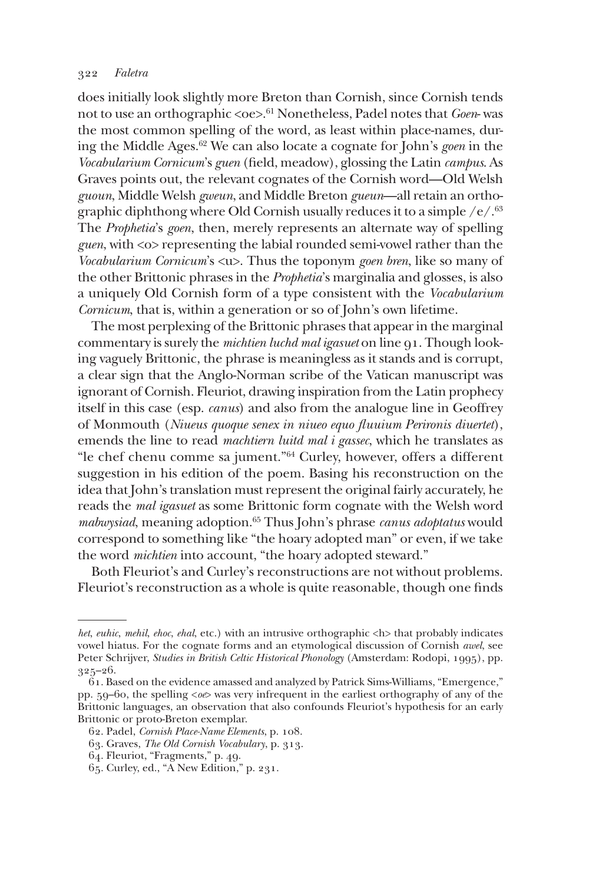does initially look slightly more Breton than Cornish, since Cornish tends not to use an orthographic <oe>.[61] Nonetheless, Padel notes that *Goen-* was the most common spelling of the word, as least within place-names, during the Middle Ages.[62] We can also locate a cognate for John's *goen* in the *Vocabularium Cornicum*'s *guen* (field, meadow), glossing the Latin *campus*. As Graves points out, the relevant cognates of the Cornish word—Old Welsh *guoun*, Middle Welsh *gweun*, and Middle Breton *gueun*—all retain an orthographic diphthong where Old Cornish usually reduces it to a simple /e/.[63] The *Prophetia*'s *goen*, then, merely represents an alternate way of spelling *guen*, with <o> representing the labial rounded semi-vowel rather than the *Vocabularium Cornicum*'s <u>. Thus the toponym *goen bren*, like so many of the other Brittonic phrases in the *Prophetia*'s marginalia and glosses, is also a uniquely Old Cornish form of a type consistent with the *Vocabularium Cornicum*, that is, within a generation or so of John's own lifetime.

The most perplexing of the Brittonic phrases that appear in the marginal commentary is surely the *michtien luchd mal igasuet* on line 91. Though looking vaguely Brittonic, the phrase is meaningless as it stands and is corrupt, a clear sign that the Anglo-Norman scribe of the Vatican manuscript was ignorant of Cornish. Fleuriot, drawing inspiration from the Latin prophecy itself in this case (esp. *canus*) and also from the analogue line in Geoffrey of Monmouth (*Niueus quoque senex in niueo equo fluuium Perironis diuertet*), emends the line to read *machtiern luitd mal i gassec*, which he translates as "le chef chenu comme sa jument."[64] Curley, however, offers a different suggestion in his edition of the poem. Basing his reconstruction on the idea that John's translation must represent the original fairly accurately, he reads the *mal igasuet* as some Brittonic form cognate with the Welsh word *mabwysiad*, meaning adoption.[65] Thus John's phrase *canus adoptatus* would correspond to something like "the hoary adopted man" or even, if we take the word *michtien* into account, "the hoary adopted steward."

Both Fleuriot's and Curley's reconstructions are not without problems. Fleuriot's reconstruction as a whole is quite reasonable, though one finds

---

*het*, *euhic*, *mehil*, *ehoc*, *ehal*, etc.) with an intrusive orthographic <h> that probably indicates vowel hiatus. For the cognate forms and an etymological discussion of Cornish *awel*, see Peter Schrijver, *Studies in British Celtic Historical Phonology* (Amsterdam: Rodopi, 1995), pp. 325–26.

61. Based on the evidence amassed and analyzed by Patrick Sims-Williams, "Emergence," pp. 59–60, the spelling <*oe*> was very infrequent in the earliest orthography of any of the Brittonic languages, an observation that also confounds Fleuriot's hypothesis for an early Brittonic or proto-Breton exemplar.

62. Padel, *Cornish Place-Name Elements*, p. 108.

63. Graves, *The Old Cornish Vocabulary*, p. 313.

64. Fleuriot, "Fragments," p. 49.

65. Curley, ed., "A New Edition," p. 231.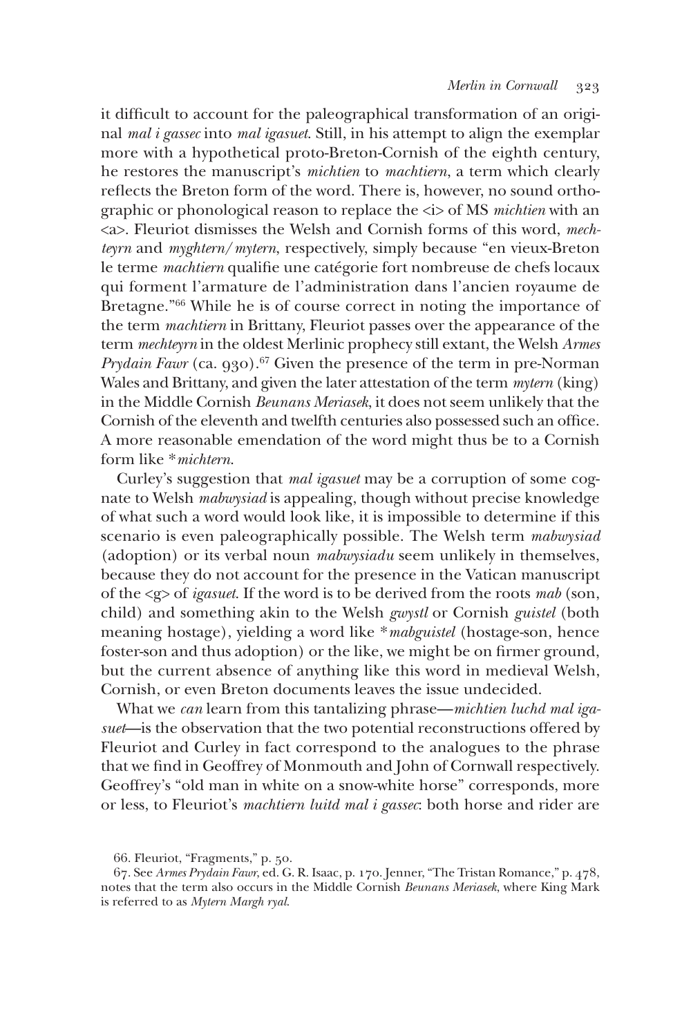it difficult to account for the paleographical transformation of an original *mal i gassec* into *mal igasuet*. Still, in his attempt to align the exemplar more with a hypothetical proto-Breton-Cornish of the eighth century, he restores the manuscript's *michtien* to *machtiern*, a term which clearly reflects the Breton form of the word. There is, however, no sound orthographic or phonological reason to replace the <i> of MS *michtien* with an <a>. Fleuriot dismisses the Welsh and Cornish forms of this word, *mechteyrn* and *myghtern/mytern*, respectively, simply because "en vieux-Breton le terme *machtiern* qualifie une catégorie fort nombreuse de chefs locaux qui forment l'armature de l'administration dans l'ancien royaume de Bretagne."[66] While he is of course correct in noting the importance of the term *machtiern* in Brittany, Fleuriot passes over the appearance of the term *mechteyrn* in the oldest Merlinic prophecy still extant, the Welsh *Armes Prydain Fawr* (ca. 930).[67] Given the presence of the term in pre-Norman Wales and Brittany, and given the later attestation of the term *mytern* (king) in the Middle Cornish *Beunans Meriasek*, it does not seem unlikely that the Cornish of the eleventh and twelfth centuries also possessed such an office. A more reasonable emendation of the word might thus be to a Cornish form like **michtern*.

Curley's suggestion that *mal igasuet* may be a corruption of some cognate to Welsh *mabwysiad* is appealing, though without precise knowledge of what such a word would look like, it is impossible to determine if this scenario is even paleographically possible. The Welsh term *mabwysiad* (adoption) or its verbal noun *mabwysiadu* seem unlikely in themselves, because they do not account for the presence in the Vatican manuscript of the <g> of *igasuet*. If the word is to be derived from the roots *mab* (son, child) and something akin to the Welsh *gwystl* or Cornish *guistel* (both meaning hostage), yielding a word like **mabguistel* (hostage-son, hence foster-son and thus adoption) or the like, we might be on firmer ground, but the current absence of anything like this word in medieval Welsh, Cornish, or even Breton documents leaves the issue undecided.

What we *can* learn from this tantalizing phrase—*michtien luchd mal igasuet*—is the observation that the two potential reconstructions offered by Fleuriot and Curley in fact correspond to the analogues to the phrase that we find in Geoffrey of Monmouth and John of Cornwall respectively. Geoffrey's "old man in white on a snow-white horse" corresponds, more or less, to Fleuriot's *machtiern luitd mal i gassec*: both horse and rider are

66. Fleuriot, "Fragments," p. 50.

67. See *Armes Prydain Fawr*, ed. G. R. Isaac, p. 170. Jenner, "The Tristan Romance," p. 478, notes that the term also occurs in the Middle Cornish *Beunans Meriasek*, where King Mark is referred to as *Mytern Margh ryal*.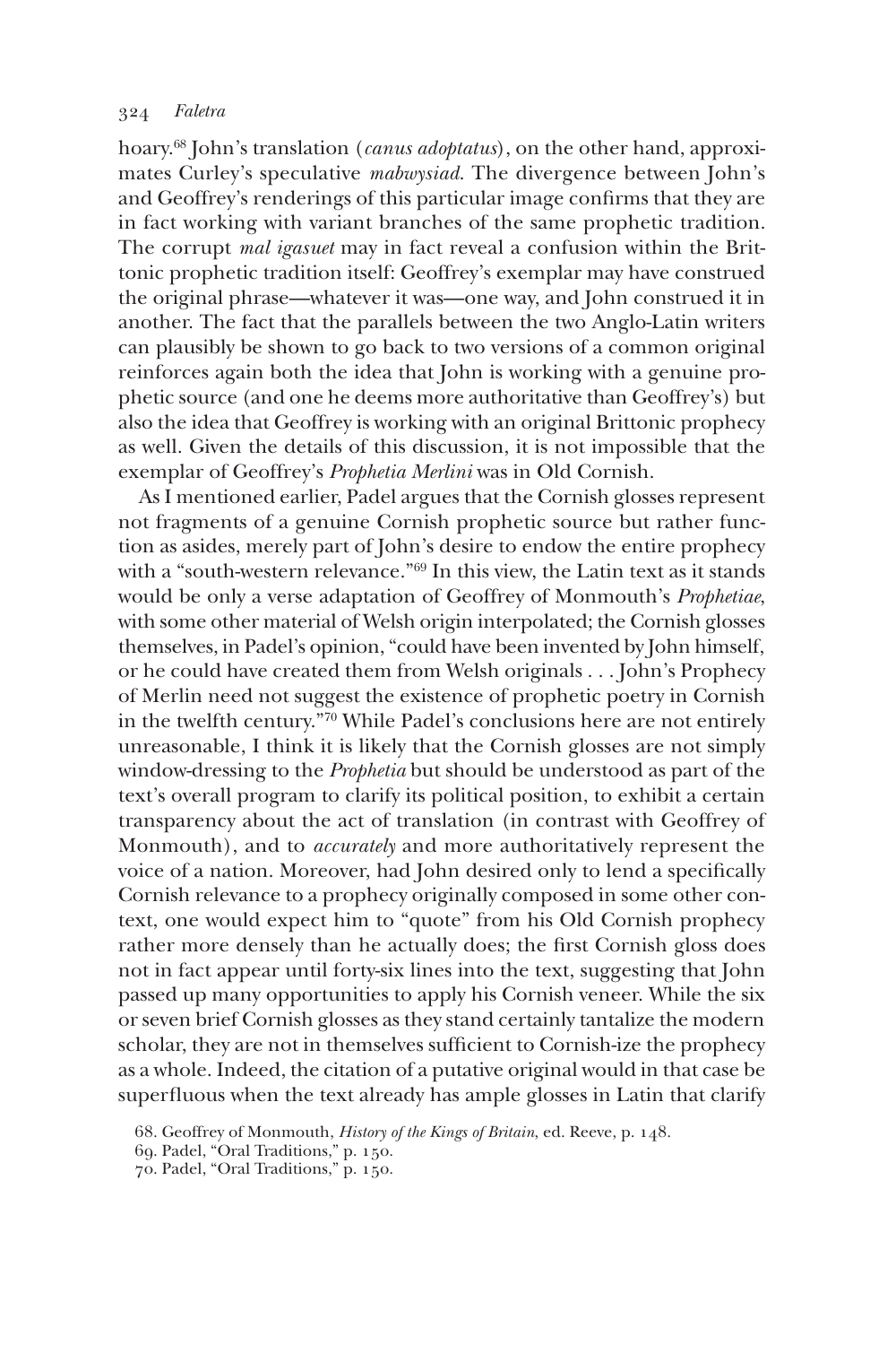hoary.[68] John's translation (*canus adoptatus*), on the other hand, approximates Curley's speculative *mabwysiad*. The divergence between John's and Geoffrey's renderings of this particular image confirms that they are in fact working with variant branches of the same prophetic tradition. The corrupt *mal igasuet* may in fact reveal a confusion within the Brittonic prophetic tradition itself: Geoffrey's exemplar may have construed the original phrase—whatever it was—one way, and John construed it in another. The fact that the parallels between the two Anglo-Latin writers can plausibly be shown to go back to two versions of a common original reinforces again both the idea that John is working with a genuine prophetic source (and one he deems more authoritative than Geoffrey's) but also the idea that Geoffrey is working with an original Brittonic prophecy as well. Given the details of this discussion, it is not impossible that the exemplar of Geoffrey's *Prophetia Merlini* was in Old Cornish.

As I mentioned earlier, Padel argues that the Cornish glosses represent not fragments of a genuine Cornish prophetic source but rather function as asides, merely part of John's desire to endow the entire prophecy with a "south-western relevance."[69] In this view, the Latin text as it stands would be only a verse adaptation of Geoffrey of Monmouth's *Prophetiae*, with some other material of Welsh origin interpolated; the Cornish glosses themselves, in Padel's opinion, "could have been invented by John himself, or he could have created them from Welsh originals . . . John's Prophecy of Merlin need not suggest the existence of prophetic poetry in Cornish in the twelfth century."[70] While Padel's conclusions here are not entirely unreasonable, I think it is likely that the Cornish glosses are not simply window-dressing to the *Prophetia* but should be understood as part of the text's overall program to clarify its political position, to exhibit a certain transparency about the act of translation (in contrast with Geoffrey of Monmouth), and to *accurately* and more authoritatively represent the voice of a nation. Moreover, had John desired only to lend a specifically Cornish relevance to a prophecy originally composed in some other context, one would expect him to "quote" from his Old Cornish prophecy rather more densely than he actually does; the first Cornish gloss does not in fact appear until forty-six lines into the text, suggesting that John passed up many opportunities to apply his Cornish veneer. While the six or seven brief Cornish glosses as they stand certainly tantalize the modern scholar, they are not in themselves sufficient to Cornish-ize the prophecy as a whole. Indeed, the citation of a putative original would in that case be superfluous when the text already has ample glosses in Latin that clarify

68. Geoffrey of Monmouth, *History of the Kings of Britain*, ed. Reeve, p. 148.

69. Padel, "Oral Traditions," p. 150.

70. Padel, "Oral Traditions," p. 150.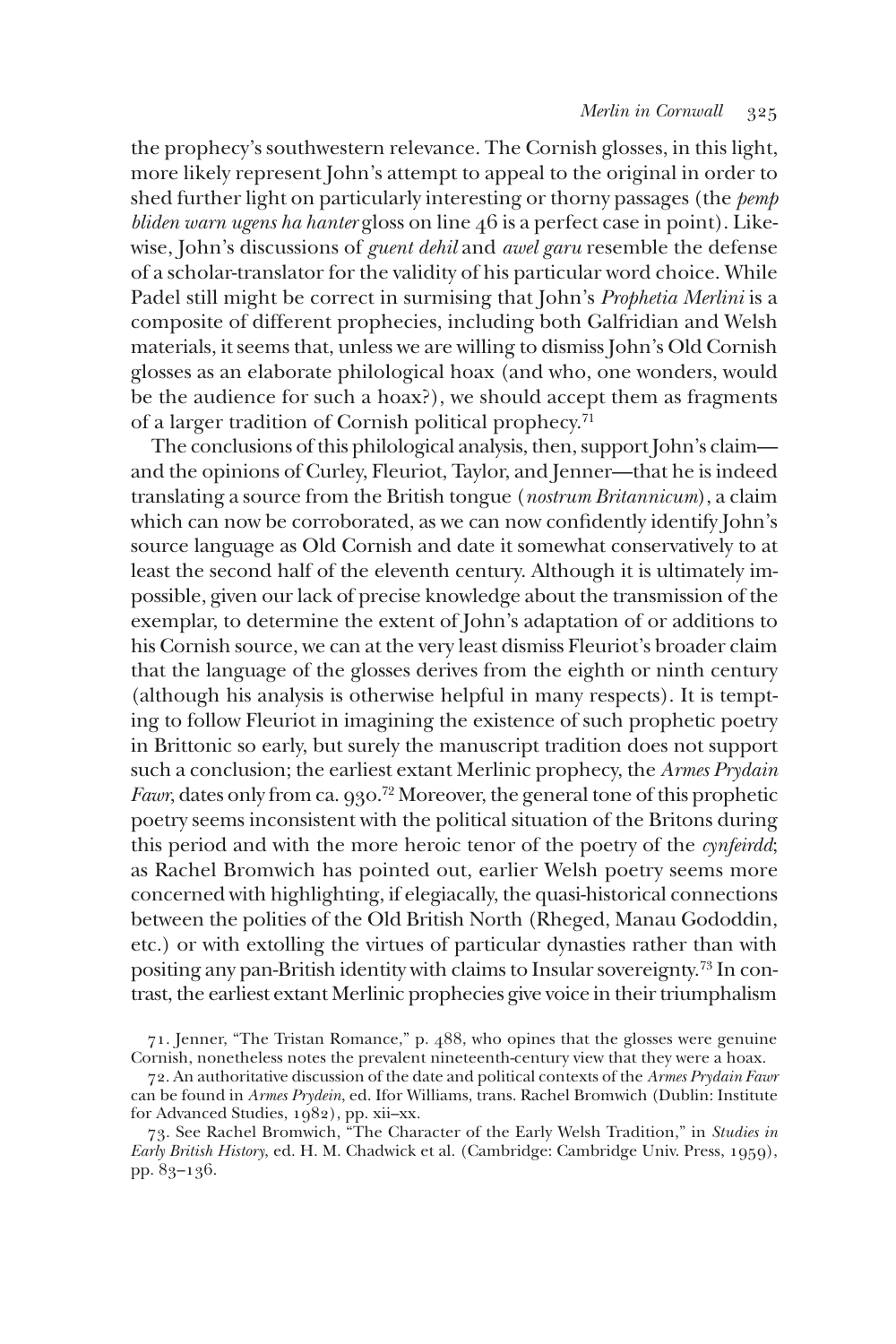the prophecy's southwestern relevance. The Cornish glosses, in this light, more likely represent John's attempt to appeal to the original in order to shed further light on particularly interesting or thorny passages (the *pemp bliden warn ugens ha hanter* gloss on line 46 is a perfect case in point). Likewise, John's discussions of *guent dehil* and *awel garu* resemble the defense of a scholar-translator for the validity of his particular word choice. While Padel still might be correct in surmising that John's *Prophetia Merlini* is a composite of different prophecies, including both Galfridian and Welsh materials, it seems that, unless we are willing to dismiss John's Old Cornish glosses as an elaborate philological hoax (and who, one wonders, would be the audience for such a hoax?), we should accept them as fragments of a larger tradition of Cornish political prophecy.[71]

The conclusions of this philological analysis, then, support John's claim—and the opinions of Curley, Fleuriot, Taylor, and Jenner—that he is indeed translating a source from the British tongue (*nostrum Britannicum*), a claim which can now be corroborated, as we can now confidently identify John's source language as Old Cornish and date it somewhat conservatively to at least the second half of the eleventh century. Although it is ultimately impossible, given our lack of precise knowledge about the transmission of the exemplar, to determine the extent of John's adaptation of or additions to his Cornish source, we can at the very least dismiss Fleuriot's broader claim that the language of the glosses derives from the eighth or ninth century (although his analysis is otherwise helpful in many respects). It is tempting to follow Fleuriot in imagining the existence of such prophetic poetry in Brittonic so early, but surely the manuscript tradition does not support such a conclusion; the earliest extant Merlinic prophecy, the *Armes Prydain Fawr*, dates only from ca. 930.[72] Moreover, the general tone of this prophetic poetry seems inconsistent with the political situation of the Britons during this period and with the more heroic tenor of the poetry of the *cynfeirdd*; as Rachel Bromwich has pointed out, earlier Welsh poetry seems more concerned with highlighting, if elegiacally, the quasi-historical connections between the polities of the Old British North (Rheged, Manau Gododdin, etc.) or with extolling the virtues of particular dynasties rather than with positing any pan-British identity with claims to Insular sovereignty.[73] In contrast, the earliest extant Merlinic prophecies give voice in their triumphalism

71. Jenner, "The Tristan Romance," p. 488, who opines that the glosses were genuine Cornish, nonetheless notes the prevalent nineteenth-century view that they were a hoax.

72. An authoritative discussion of the date and political contexts of the *Armes Prydain Fawr* can be found in *Armes Prydein*, ed. Ifor Williams, trans. Rachel Bromwich (Dublin: Institute for Advanced Studies, 1982), pp. xii–xx.

73. See Rachel Bromwich, "The Character of the Early Welsh Tradition," in *Studies in Early British History*, ed. H. M. Chadwick et al. (Cambridge: Cambridge Univ. Press, 1959), pp. 83–136.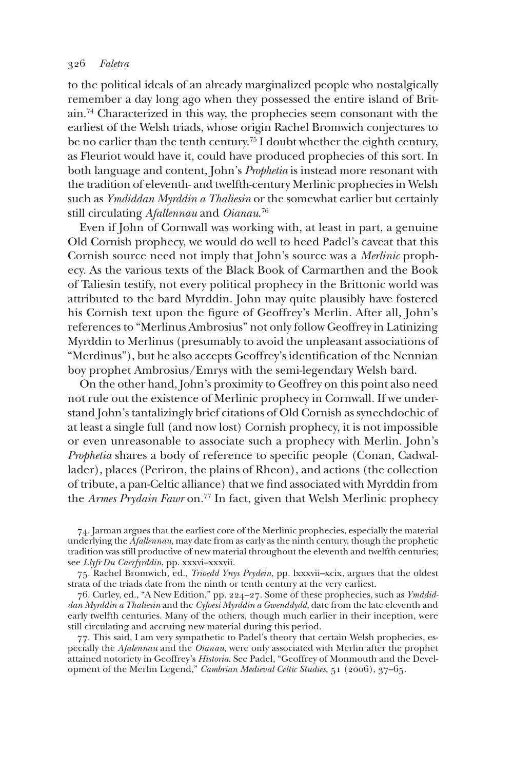to the political ideals of an already marginalized people who nostalgically remember a day long ago when they possessed the entire island of Britain.[74] Characterized in this way, the prophecies seem consonant with the earliest of the Welsh triads, whose origin Rachel Bromwich conjectures to be no earlier than the tenth century.[75] I doubt whether the eighth century, as Fleuriot would have it, could have produced prophecies of this sort. In both language and content, John's *Prophetia* is instead more resonant with the tradition of eleventh- and twelfth-century Merlinic prophecies in Welsh such as *Ymddiddan Myrddin a Thaliesin* or the somewhat earlier but certainly still circulating *Afallennau* and *Oianau*.[76]

Even if John of Cornwall was working with, at least in part, a genuine Old Cornish prophecy, we would do well to heed Padel's caveat that this Cornish source need not imply that John's source was a *Merlinic* prophecy. As the various texts of the Black Book of Carmarthen and the Book of Taliesin testify, not every political prophecy in the Brittonic world was attributed to the bard Myrddin. John may quite plausibly have fostered his Cornish text upon the figure of Geoffrey's Merlin. After all, John's references to "Merlinus Ambrosius" not only follow Geoffrey in Latinizing Myrddin to Merlinus (presumably to avoid the unpleasant associations of "Merdinus"), but he also accepts Geoffrey's identification of the Nennian boy prophet Ambrosius/Emrys with the semi-legendary Welsh bard.

On the other hand, John's proximity to Geoffrey on this point also need not rule out the existence of Merlinic prophecy in Cornwall. If we understand John's tantalizingly brief citations of Old Cornish as synechdochic of at least a single full (and now lost) Cornish prophecy, it is not impossible or even unreasonable to associate such a prophecy with Merlin. John's *Prophetia* shares a body of reference to specific people (Conan, Cadwallader), places (Periron, the plains of Rheon), and actions (the collection of tribute, a pan-Celtic alliance) that we find associated with Myrddin from the *Armes Prydain Fawr* on.[77] In fact, given that Welsh Merlinic prophecy

74. Jarman argues that the earliest core of the Merlinic prophecies, especially the material underlying the *Afallennau*, may date from as early as the ninth century, though the prophetic tradition was still productive of new material throughout the eleventh and twelfth centuries; see *Llyfr Du Caerfyrddin*, pp. xxxvi–xxxvii.

75. Rachel Bromwich, ed., *Trioedd Ynys Prydein*, pp. lxxxvii–xcix, argues that the oldest strata of the triads date from the ninth or tenth century at the very earliest.

76. Curley, ed., "A New Edition," pp. 224–27. Some of these prophecies, such as *Ymddiddan Myrddin a Thaliesin* and the *Cyfoesi Myrddin a Gwenddydd*, date from the late eleventh and early twelfth centuries. Many of the others, though much earlier in their inception, were still circulating and accruing new material during this period.

77. This said, I am very sympathetic to Padel's theory that certain Welsh prophecies, especially the *Afalennau* and the *Oianau*, were only associated with Merlin after the prophet attained notoriety in Geoffrey's *Historia*. See Padel, "Geoffrey of Monmouth and the Development of the Merlin Legend," *Cambrian Medieval Celtic Studies*, 51 (2006), 37–65.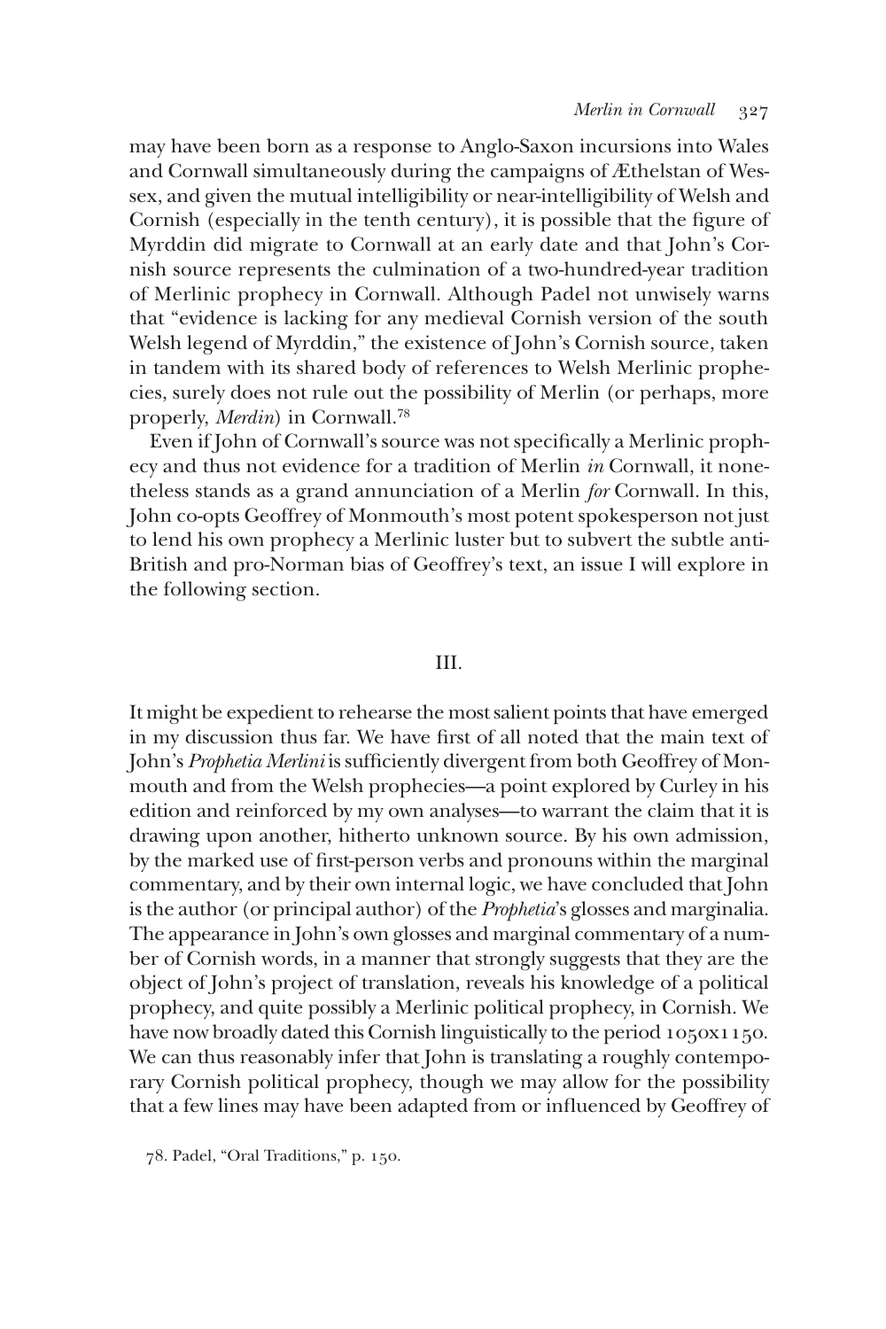may have been born as a response to Anglo-Saxon incursions into Wales and Cornwall simultaneously during the campaigns of Æthelstan of Wessex, and given the mutual intelligibility or near-intelligibility of Welsh and Cornish (especially in the tenth century), it is possible that the figure of Myrddin did migrate to Cornwall at an early date and that John's Cornish source represents the culmination of a two-hundred-year tradition of Merlinic prophecy in Cornwall. Although Padel not unwisely warns that "evidence is lacking for any medieval Cornish version of the south Welsh legend of Myrddin," the existence of John's Cornish source, taken in tandem with its shared body of references to Welsh Merlinic prophecies, surely does not rule out the possibility of Merlin (or perhaps, more properly, *Merdin*) in Cornwall.[78]

Even if John of Cornwall's source was not specifically a Merlinic prophecy and thus not evidence for a tradition of Merlin *in* Cornwall, it nonetheless stands as a grand annunciation of a Merlin *for* Cornwall. In this, John co-opts Geoffrey of Monmouth's most potent spokesperson not just to lend his own prophecy a Merlinic luster but to subvert the subtle anti-British and pro-Norman bias of Geoffrey's text, an issue I will explore in the following section.

## III.

It might be expedient to rehearse the most salient points that have emerged in my discussion thus far. We have first of all noted that the main text of John's *Prophetia Merlini* is sufficiently divergent from both Geoffrey of Monmouth and from the Welsh prophecies—a point explored by Curley in his edition and reinforced by my own analyses—to warrant the claim that it is drawing upon another, hitherto unknown source. By his own admission, by the marked use of first-person verbs and pronouns within the marginal commentary, and by their own internal logic, we have concluded that John is the author (or principal author) of the *Prophetia*'s glosses and marginalia. The appearance in John's own glosses and marginal commentary of a number of Cornish words, in a manner that strongly suggests that they are the object of John's project of translation, reveals his knowledge of a political prophecy, and quite possibly a Merlinic political prophecy, in Cornish. We have now broadly dated this Cornish linguistically to the period 1050x1150. We can thus reasonably infer that John is translating a roughly contemporary Cornish political prophecy, though we may allow for the possibility that a few lines may have been adapted from or influenced by Geoffrey of

78. Padel, "Oral Traditions," p. 150.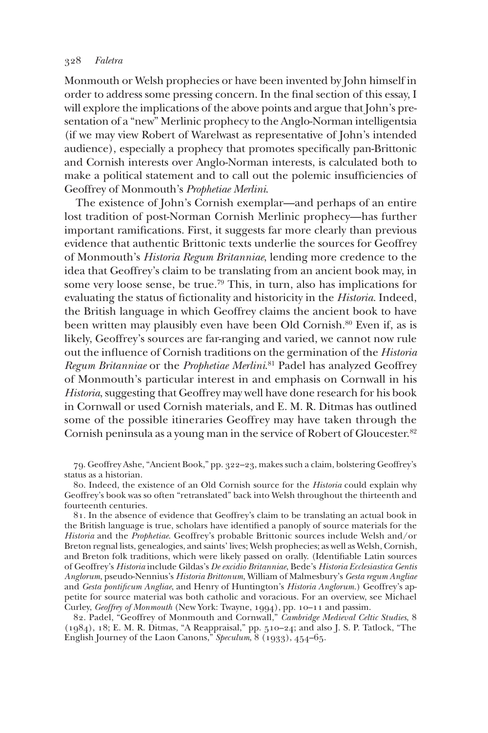Monmouth or Welsh prophecies or have been invented by John himself in order to address some pressing concern. In the final section of this essay, I will explore the implications of the above points and argue that John's presentation of a "new" Merlinic prophecy to the Anglo-Norman intelligentsia (if we may view Robert of Warelwast as representative of John's intended audience), especially a prophecy that promotes specifically pan-Brittonic and Cornish interests over Anglo-Norman interests, is calculated both to make a political statement and to call out the polemic insufficiencies of Geoffrey of Monmouth's *Prophetiae Merlini*.

The existence of John's Cornish exemplar—and perhaps of an entire lost tradition of post-Norman Cornish Merlinic prophecy—has further important ramifications. First, it suggests far more clearly than previous evidence that authentic Brittonic texts underlie the sources for Geoffrey of Monmouth's *Historia Regum Britanniae*, lending more credence to the idea that Geoffrey's claim to be translating from an ancient book may, in some very loose sense, be true.[79] This, in turn, also has implications for evaluating the status of fictionality and historicity in the *Historia*. Indeed, the British language in which Geoffrey claims the ancient book to have been written may plausibly even have been Old Cornish.[80] Even if, as is likely, Geoffrey's sources are far-ranging and varied, we cannot now rule out the influence of Cornish traditions on the germination of the *Historia Regum Britanniae* or the *Prophetiae Merlini*.[81] Padel has analyzed Geoffrey of Monmouth's particular interest in and emphasis on Cornwall in his *Historia*, suggesting that Geoffrey may well have done research for his book in Cornwall or used Cornish materials, and E. M. R. Ditmas has outlined some of the possible itineraries Geoffrey may have taken through the Cornish peninsula as a young man in the service of Robert of Gloucester.[82]

79. Geoffrey Ashe, "Ancient Book," pp. 322–23, makes such a claim, bolstering Geoffrey's status as a historian.

80. Indeed, the existence of an Old Cornish source for the *Historia* could explain why Geoffrey's book was so often "retranslated" back into Welsh throughout the thirteenth and fourteenth centuries.

81. In the absence of evidence that Geoffrey's claim to be translating an actual book in the British language is true, scholars have identified a panoply of source materials for the *Historia* and the *Prophetiae*. Geoffrey's probable Brittonic sources include Welsh and/or Breton regnal lists, genealogies, and saints' lives; Welsh prophecies; as well as Welsh, Cornish, and Breton folk traditions, which were likely passed on orally. (Identifiable Latin sources of Geoffrey's *Historia* include Gildas's *De excidio Britanniae*, Bede's *Historia Ecclesiastica Gentis Anglorum*, pseudo-Nennius's *Historia Brittonum*, William of Malmesbury's *Gesta regum Angliae* and *Gesta pontificum Angliae*, and Henry of Huntington's *Historia Anglorum*.) Geoffrey's appetite for source material was both catholic and voracious. For an overview, see Michael Curley, *Geoffrey of Monmouth* (New York: Twayne, 1994), pp. 10–11 and passim.

82. Padel, "Geoffrey of Monmouth and Cornwall," *Cambridge Medieval Celtic Studies*, 8 (1984), 18; E. M. R. Ditmas, "A Reappraisal," pp. 510–24; and also J. S. P. Tatlock, "The English Journey of the Laon Canons," *Speculum*, 8 (1933), 454–65.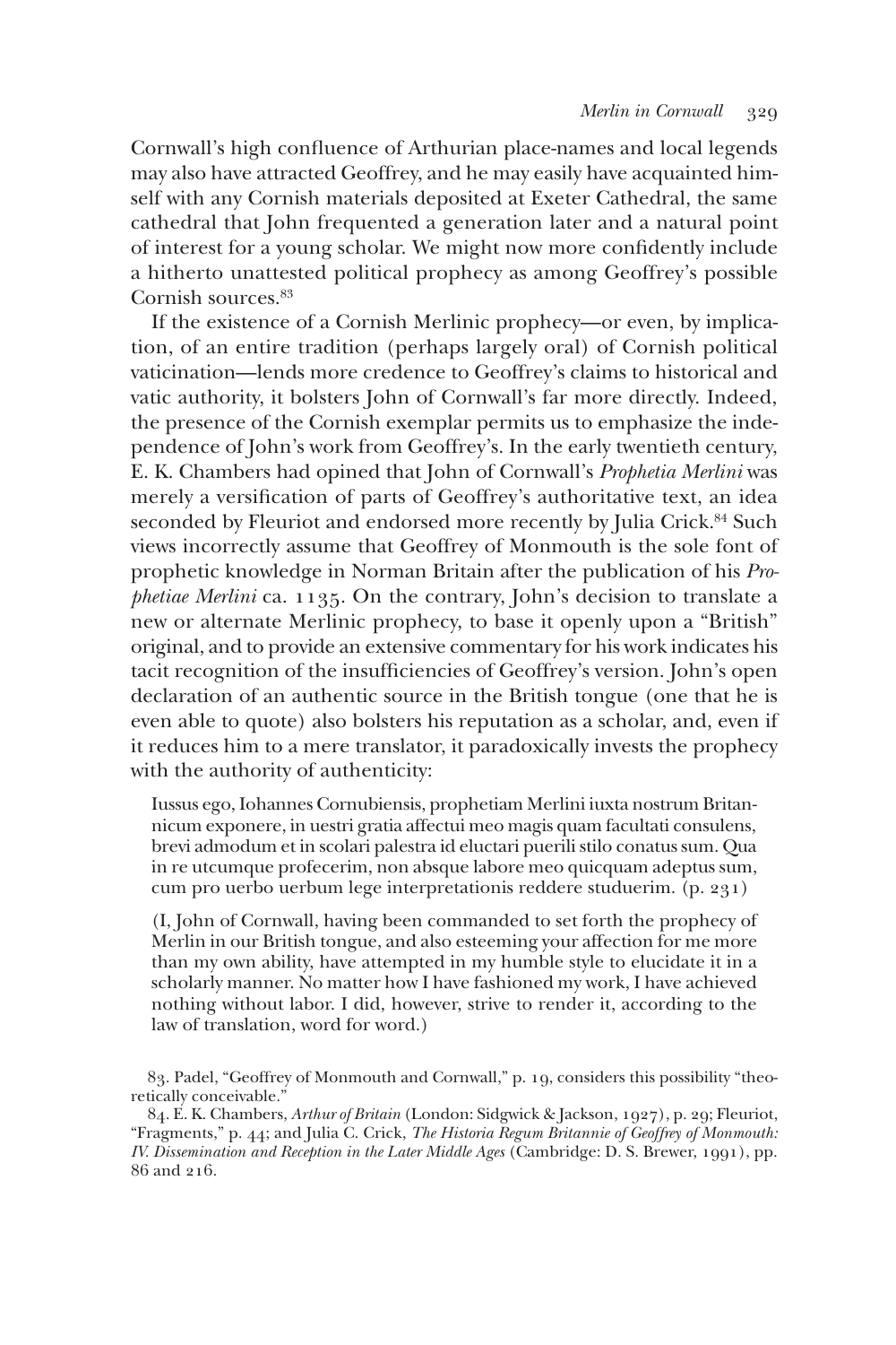Cornwall's high confluence of Arthurian place-names and local legends may also have attracted Geoffrey, and he may easily have acquainted himself with any Cornish materials deposited at Exeter Cathedral, the same cathedral that John frequented a generation later and a natural point of interest for a young scholar. We might now more confidently include a hitherto unattested political prophecy as among Geoffrey's possible Cornish sources.[83]

If the existence of a Cornish Merlinic prophecy—or even, by implication, of an entire tradition (perhaps largely oral) of Cornish political vaticination—lends more credence to Geoffrey's claims to historical and vatic authority, it bolsters John of Cornwall's far more directly. Indeed, the presence of the Cornish exemplar permits us to emphasize the independence of John's work from Geoffrey's. In the early twentieth century, E. K. Chambers had opined that John of Cornwall's *Prophetia Merlini* was merely a versification of parts of Geoffrey's authoritative text, an idea seconded by Fleuriot and endorsed more recently by Julia Crick.[84] Such views incorrectly assume that Geoffrey of Monmouth is the sole font of prophetic knowledge in Norman Britain after the publication of his *Prophetiae Merlini* ca. 1135. On the contrary, John's decision to translate a new or alternate Merlinic prophecy, to base it openly upon a "British" original, and to provide an extensive commentary for his work indicates his tacit recognition of the insufficiencies of Geoffrey's version. John's open declaration of an authentic source in the British tongue (one that he is even able to quote) also bolsters his reputation as a scholar, and, even if it reduces him to a mere translator, it paradoxically invests the prophecy with the authority of authenticity:

> Iussus ego, Iohannes Cornubiensis, prophetiam Merlini iuxta nostrum Britannicum exponere, in uestri gratia affectui meo magis quam facultati consulens, brevi admodum et in scolari palestra id eluctari puerili stilo conatus sum. Qua in re utcumque profecerim, non absque labore meo quicquam adeptus sum, cum pro uerbo uerbum lege interpretationis reddere studuerim. (p. 231)

> (I, John of Cornwall, having been commanded to set forth the prophecy of Merlin in our British tongue, and also esteeming your affection for me more than my own ability, have attempted in my humble style to elucidate it in a scholarly manner. No matter how I have fashioned my work, I have achieved nothing without labor. I did, however, strive to render it, according to the law of translation, word for word.)

83. Padel, "Geoffrey of Monmouth and Cornwall," p. 19, considers this possibility "theoretically conceivable."

84. E. K. Chambers, *Arthur of Britain* (London: Sidgwick & Jackson, 1927), p. 29; Fleuriot, "Fragments," p. 44; and Julia C. Crick, *The Historia Regum Britannie of Geoffrey of Monmouth: IV. Dissemination and Reception in the Later Middle Ages* (Cambridge: D. S. Brewer, 1991), pp. 86 and 216.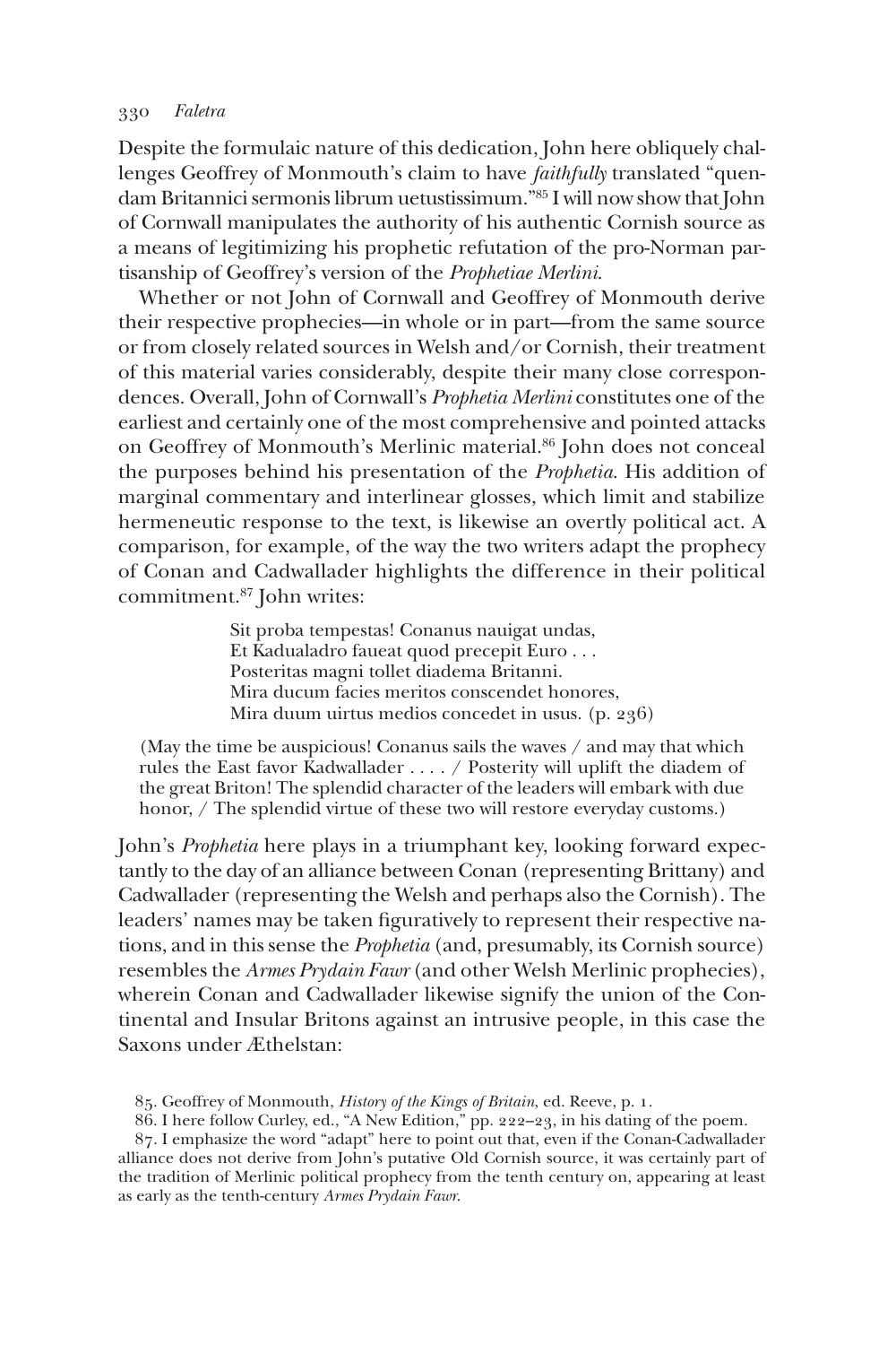Despite the formulaic nature of this dedication, John here obliquely challenges Geoffrey of Monmouth's claim to have *faithfully* translated "quendam Britannici sermonis librum uetustissimum."[85] I will now show that John of Cornwall manipulates the authority of his authentic Cornish source as a means of legitimizing his prophetic refutation of the pro-Norman partisanship of Geoffrey's version of the *Prophetiae Merlini*.

Whether or not John of Cornwall and Geoffrey of Monmouth derive their respective prophecies—in whole or in part—from the same source or from closely related sources in Welsh and/or Cornish, their treatment of this material varies considerably, despite their many close correspondences. Overall, John of Cornwall's *Prophetia Merlini* constitutes one of the earliest and certainly one of the most comprehensive and pointed attacks on Geoffrey of Monmouth's Merlinic material.[86] John does not conceal the purposes behind his presentation of the *Prophetia*. His addition of marginal commentary and interlinear glosses, which limit and stabilize hermeneutic response to the text, is likewise an overtly political act. A comparison, for example, of the way the two writers adapt the prophecy of Conan and Cadwallader highlights the difference in their political commitment.[87] John writes:

> Sit proba tempestas! Conanus nauigat undas,
> Et Kadualadro faueat quod precepit Euro . . .
> Posteritas magni tollet diadema Britanni.
> Mira ducum facies meritos conscendet honores,
> Mira duum uirtus medios concedet in usus. (p. 236)

(May the time be auspicious! Conanus sails the waves / and may that which rules the East favor Kadwallader . . . . / Posterity will uplift the diadem of the great Briton! The splendid character of the leaders will embark with due honor, / The splendid virtue of these two will restore everyday customs.)

John's *Prophetia* here plays in a triumphant key, looking forward expectantly to the day of an alliance between Conan (representing Brittany) and Cadwallader (representing the Welsh and perhaps also the Cornish). The leaders' names may be taken figuratively to represent their respective nations, and in this sense the *Prophetia* (and, presumably, its Cornish source) resembles the *Armes Prydain Fawr* (and other Welsh Merlinic prophecies), wherein Conan and Cadwallader likewise signify the union of the Continental and Insular Britons against an intrusive people, in this case the Saxons under Æthelstan:

85. Geoffrey of Monmouth, *History of the Kings of Britain*, ed. Reeve, p. 1.

86. I here follow Curley, ed., "A New Edition," pp. 222–23, in his dating of the poem.

87. I emphasize the word "adapt" here to point out that, even if the Conan-Cadwallader alliance does not derive from John's putative Old Cornish source, it was certainly part of the tradition of Merlinic political prophecy from the tenth century on, appearing at least as early as the tenth-century *Armes Prydain Fawr*.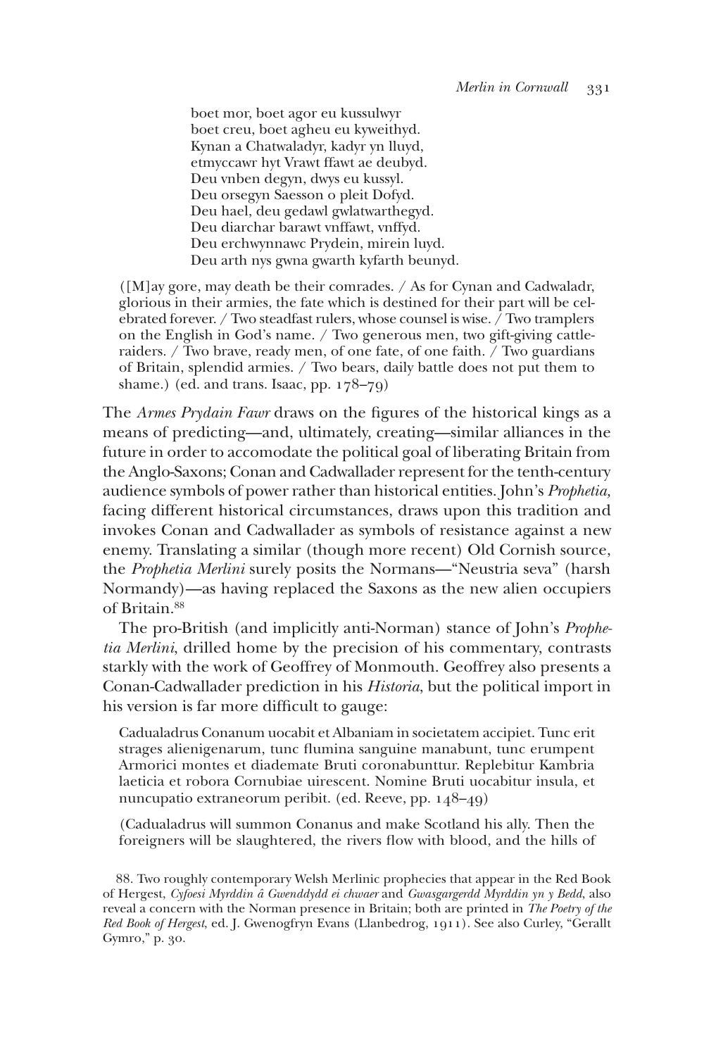boet mor, boet agor eu kussulwyr
boet creu, boet agheu eu kyweithyd.
Kynan a Chatwaladyr, kadyr yn lluyd,
etmyccawr hyt Vrawt ffawt ae deubyd.
Deu vnben degyn, dwys eu kussyl.
Deu orsegyn Saesson o pleit Dofyd.
Deu hael, deu gedawl gwlatwarthegyd.
Deu diarchar barawt vnffawt, vnffyd.
Deu erchwynnawc Prydein, mirein luyd.
Deu arth nys gwna gwarth kyfarth beunyd.

([M]ay gore, may death be their comrades. / As for Cynan and Cadwaladr, glorious in their armies, the fate which is destined for their part will be celebrated forever. / Two steadfast rulers, whose counsel is wise. / Two tramplers on the English in God's name. / Two generous men, two gift-giving cattle-raiders. / Two brave, ready men, of one fate, of one faith. / Two guardians of Britain, splendid armies. / Two bears, daily battle does not put them to shame.) (ed. and trans. Isaac, pp. 178–79)

The *Armes Prydain Fawr* draws on the figures of the historical kings as a means of predicting—and, ultimately, creating—similar alliances in the future in order to accomodate the political goal of liberating Britain from the Anglo-Saxons; Conan and Cadwallader represent for the tenth-century audience symbols of power rather than historical entities. John's *Prophetia,* facing different historical circumstances, draws upon this tradition and invokes Conan and Cadwallader as symbols of resistance against a new enemy. Translating a similar (though more recent) Old Cornish source, the *Prophetia Merlini* surely posits the Normans—"Neustria seva" (harsh Normandy)—as having replaced the Saxons as the new alien occupiers of Britain.[88]

The pro-British (and implicitly anti-Norman) stance of John's *Prophetia Merlini*, drilled home by the precision of his commentary, contrasts starkly with the work of Geoffrey of Monmouth. Geoffrey also presents a Conan-Cadwallader prediction in his *Historia*, but the political import in his version is far more difficult to gauge:

Cadualadrus Conanum uocabit et Albaniam in societatem accipiet. Tunc erit strages alienigenarum, tunc flumina sanguine manabunt, tunc erumpent Armorici montes et diademate Bruti coronabunttur. Replebitur Kambria laeticia et robora Cornubiae uirescent. Nomine Bruti uocabitur insula, et nuncupatio extraneorum peribit. (ed. Reeve, pp. 148–49)

(Cadualadrus will summon Conanus and make Scotland his ally. Then the foreigners will be slaughtered, the rivers flow with blood, and the hills of

88. Two roughly contemporary Welsh Merlinic prophecies that appear in the Red Book of Hergest, *Cyfoesi Myrddin â Gwenddydd ei chwaer* and *Gwasgargerdd Myrddin yn y Bedd*, also reveal a concern with the Norman presence in Britain; both are printed in *The Poetry of the Red Book of Hergest*, ed. J. Gwenogfryn Evans (Llanbedrog, 1911). See also Curley, "Gerallt Gymro," p. 30.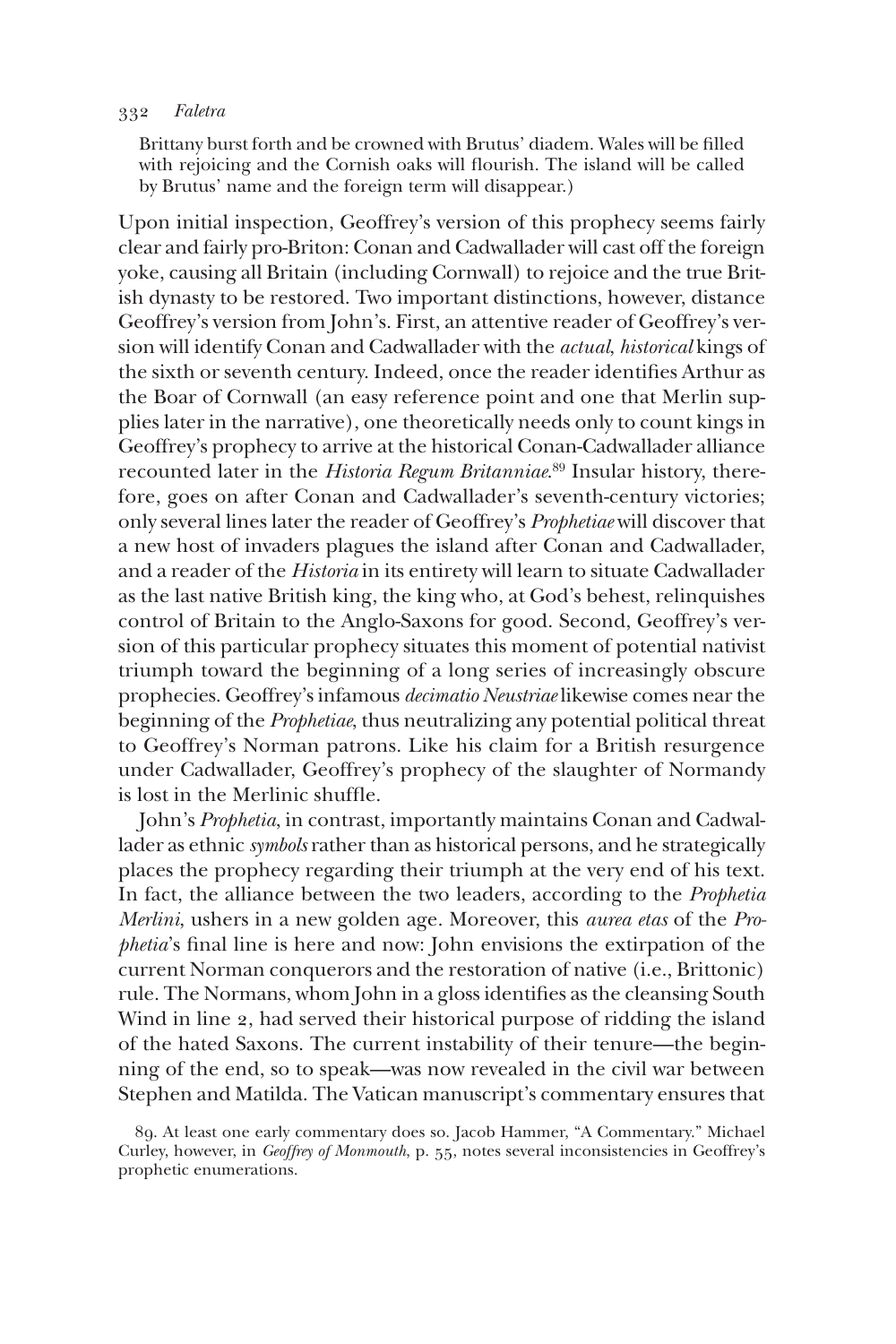Brittany burst forth and be crowned with Brutus' diadem. Wales will be filled with rejoicing and the Cornish oaks will flourish. The island will be called by Brutus' name and the foreign term will disappear.)

Upon initial inspection, Geoffrey's version of this prophecy seems fairly clear and fairly pro-Briton: Conan and Cadwallader will cast off the foreign yoke, causing all Britain (including Cornwall) to rejoice and the true British dynasty to be restored. Two important distinctions, however, distance Geoffrey's version from John's. First, an attentive reader of Geoffrey's version will identify Conan and Cadwallader with the *actual*, *historical* kings of the sixth or seventh century. Indeed, once the reader identifies Arthur as the Boar of Cornwall (an easy reference point and one that Merlin supplies later in the narrative), one theoretically needs only to count kings in Geoffrey's prophecy to arrive at the historical Conan-Cadwallader alliance recounted later in the *Historia Regum Britanniae*.[89] Insular history, therefore, goes on after Conan and Cadwallader's seventh-century victories; only several lines later the reader of Geoffrey's *Prophetiae* will discover that a new host of invaders plagues the island after Conan and Cadwallader, and a reader of the *Historia* in its entirety will learn to situate Cadwallader as the last native British king, the king who, at God's behest, relinquishes control of Britain to the Anglo-Saxons for good. Second, Geoffrey's version of this particular prophecy situates this moment of potential nativist triumph toward the beginning of a long series of increasingly obscure prophecies. Geoffrey's infamous *decimatio Neustriae* likewise comes near the beginning of the *Prophetiae*, thus neutralizing any potential political threat to Geoffrey's Norman patrons. Like his claim for a British resurgence under Cadwallader, Geoffrey's prophecy of the slaughter of Normandy is lost in the Merlinic shuffle.

John's *Prophetia*, in contrast, importantly maintains Conan and Cadwallader as ethnic *symbols* rather than as historical persons, and he strategically places the prophecy regarding their triumph at the very end of his text. In fact, the alliance between the two leaders, according to the *Prophetia Merlini*, ushers in a new golden age. Moreover, this *aurea etas* of the *Prophetia*'s final line is here and now: John envisions the extirpation of the current Norman conquerors and the restoration of native (i.e., Brittonic) rule. The Normans, whom John in a gloss identifies as the cleansing South Wind in line 2, had served their historical purpose of ridding the island of the hated Saxons. The current instability of their tenure—the beginning of the end, so to speak—was now revealed in the civil war between Stephen and Matilda. The Vatican manuscript's commentary ensures that

89. At least one early commentary does so. Jacob Hammer, "A Commentary." Michael Curley, however, in *Geoffrey of Monmouth*, p. 55, notes several inconsistencies in Geoffrey's prophetic enumerations.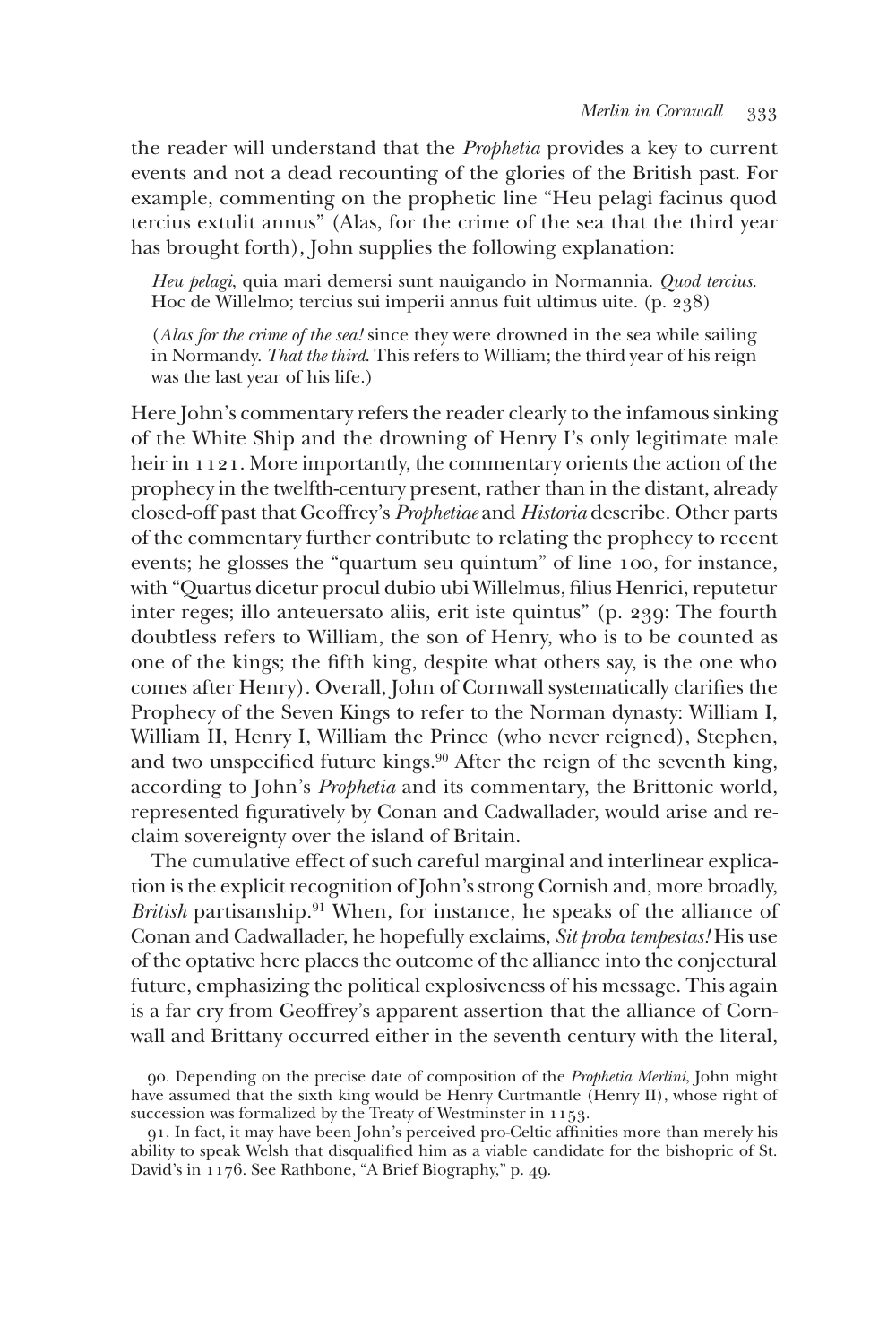the reader will understand that the *Prophetia* provides a key to current events and not a dead recounting of the glories of the British past. For example, commenting on the prophetic line "Heu pelagi facinus quod tercius extulit annus" (Alas, for the crime of the sea that the third year has brought forth), John supplies the following explanation:

> *Heu pelagi*, quia mari demersi sunt nauigando in Normannia. *Quod tercius*. Hoc de Willelmo; tercius sui imperii annus fuit ultimus uite. (p. 238)
>
> (*Alas for the crime of the sea!* since they were drowned in the sea while sailing in Normandy. *That the third*. This refers to William; the third year of his reign was the last year of his life.)

Here John's commentary refers the reader clearly to the infamous sinking of the White Ship and the drowning of Henry I's only legitimate male heir in 1121. More importantly, the commentary orients the action of the prophecy in the twelfth-century present, rather than in the distant, already closed-off past that Geoffrey's *Prophetiae* and *Historia* describe. Other parts of the commentary further contribute to relating the prophecy to recent events; he glosses the "quartum seu quintum" of line 100, for instance, with "Quartus dicetur procul dubio ubi Willelmus, filius Henrici, reputetur inter reges; illo anteuersato aliis, erit iste quintus" (p. 239: The fourth doubtless refers to William, the son of Henry, who is to be counted as one of the kings; the fifth king, despite what others say, is the one who comes after Henry). Overall, John of Cornwall systematically clarifies the Prophecy of the Seven Kings to refer to the Norman dynasty: William I, William II, Henry I, William the Prince (who never reigned), Stephen, and two unspecified future kings.[90] After the reign of the seventh king, according to John's *Prophetia* and its commentary, the Brittonic world, represented figuratively by Conan and Cadwallader, would arise and reclaim sovereignty over the island of Britain.

The cumulative effect of such careful marginal and interlinear explication is the explicit recognition of John's strong Cornish and, more broadly, *British* partisanship.[91] When, for instance, he speaks of the alliance of Conan and Cadwallader, he hopefully exclaims, *Sit proba tempestas!* His use of the optative here places the outcome of the alliance into the conjectural future, emphasizing the political explosiveness of his message. This again is a far cry from Geoffrey's apparent assertion that the alliance of Cornwall and Brittany occurred either in the seventh century with the literal,

90. Depending on the precise date of composition of the *Prophetia Merlini*, John might have assumed that the sixth king would be Henry Curtmantle (Henry II), whose right of succession was formalized by the Treaty of Westminster in 1153.

91. In fact, it may have been John's perceived pro-Celtic affinities more than merely his ability to speak Welsh that disqualified him as a viable candidate for the bishopric of St. David's in 1176. See Rathbone, "A Brief Biography," p. 49.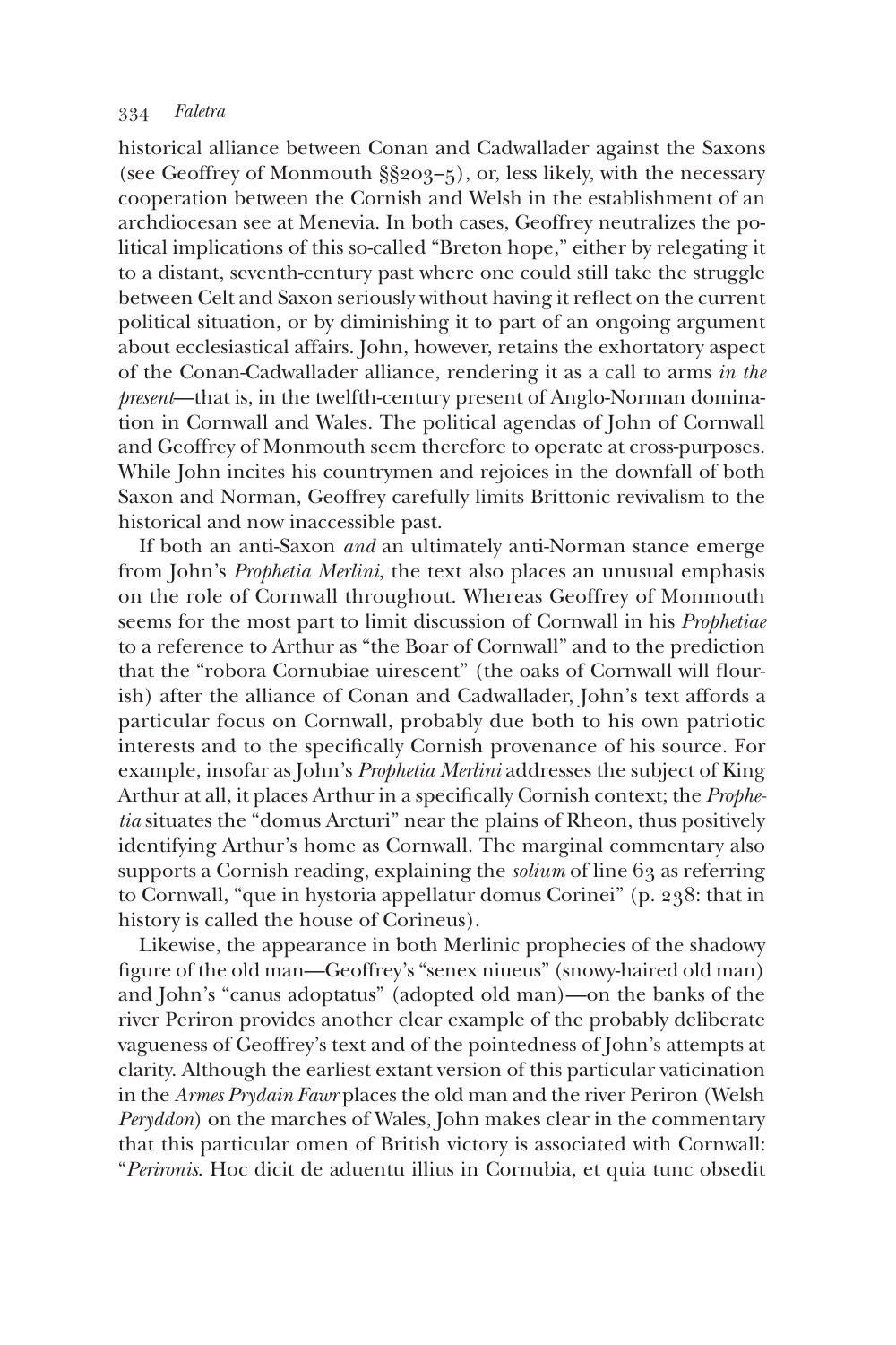historical alliance between Conan and Cadwallader against the Saxons (see Geoffrey of Monmouth §§203–5), or, less likely, with the necessary cooperation between the Cornish and Welsh in the establishment of an archdiocesan see at Menevia. In both cases, Geoffrey neutralizes the political implications of this so-called "Breton hope," either by relegating it to a distant, seventh-century past where one could still take the struggle between Celt and Saxon seriously without having it reflect on the current political situation, or by diminishing it to part of an ongoing argument about ecclesiastical affairs. John, however, retains the exhortatory aspect of the Conan-Cadwallader alliance, rendering it as a call to arms *in the present*—that is, in the twelfth-century present of Anglo-Norman domination in Cornwall and Wales. The political agendas of John of Cornwall and Geoffrey of Monmouth seem therefore to operate at cross-purposes. While John incites his countrymen and rejoices in the downfall of both Saxon and Norman, Geoffrey carefully limits Brittonic revivalism to the historical and now inaccessible past.

If both an anti-Saxon *and* an ultimately anti-Norman stance emerge from John's *Prophetia Merlini*, the text also places an unusual emphasis on the role of Cornwall throughout. Whereas Geoffrey of Monmouth seems for the most part to limit discussion of Cornwall in his *Prophetiae* to a reference to Arthur as "the Boar of Cornwall" and to the prediction that the "robora Cornubiae uirescent" (the oaks of Cornwall will flourish) after the alliance of Conan and Cadwallader, John's text affords a particular focus on Cornwall, probably due both to his own patriotic interests and to the specifically Cornish provenance of his source. For example, insofar as John's *Prophetia Merlini* addresses the subject of King Arthur at all, it places Arthur in a specifically Cornish context; the *Prophetia* situates the "domus Arcturi" near the plains of Rheon, thus positively identifying Arthur's home as Cornwall. The marginal commentary also supports a Cornish reading, explaining the *solium* of line 63 as referring to Cornwall, "que in hystoria appellatur domus Corinei" (p. 238: that in history is called the house of Corineus).

Likewise, the appearance in both Merlinic prophecies of the shadowy figure of the old man—Geoffrey's "senex niueus" (snowy-haired old man) and John's "canus adoptatus" (adopted old man)—on the banks of the river Periron provides another clear example of the probably deliberate vagueness of Geoffrey's text and of the pointedness of John's attempts at clarity. Although the earliest extant version of this particular vaticination in the *Armes Prydain Fawr* places the old man and the river Periron (Welsh *Peryddon*) on the marches of Wales, John makes clear in the commentary that this particular omen of British victory is associated with Cornwall: "*Perironis*. Hoc dicit de aduentu illius in Cornubia, et quia tunc obsedit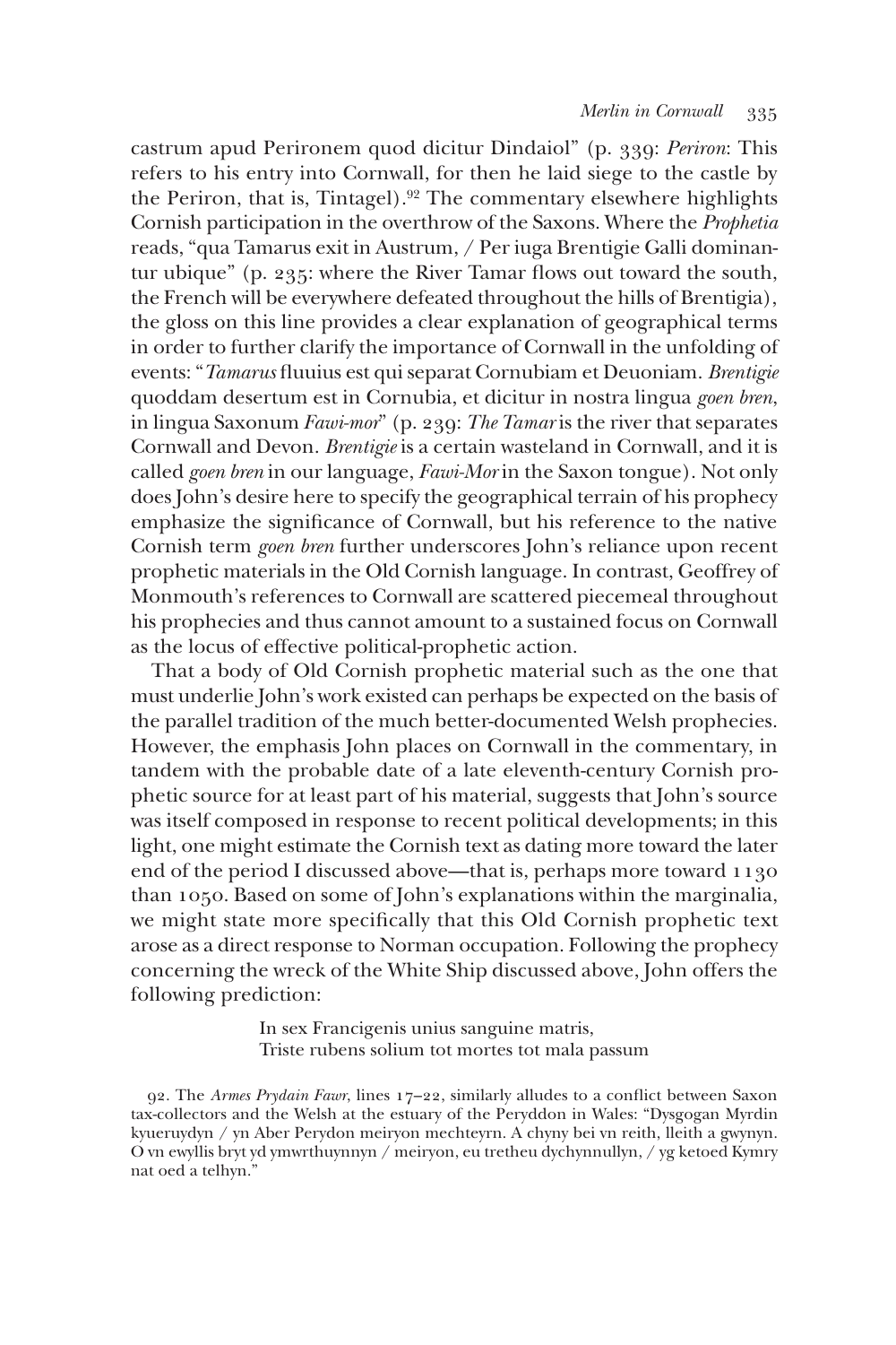castrum apud Perironem quod dicitur Dindaiol" (p. 339: *Periron*: This refers to his entry into Cornwall, for then he laid siege to the castle by the Periron, that is, Tintagel).[92] The commentary elsewhere highlights Cornish participation in the overthrow of the Saxons. Where the *Prophetia* reads, "qua Tamarus exit in Austrum, / Per iuga Brentigie Galli dominantur ubique" (p. 235: where the River Tamar flows out toward the south, the French will be everywhere defeated throughout the hills of Brentigia), the gloss on this line provides a clear explanation of geographical terms in order to further clarify the importance of Cornwall in the unfolding of events: "*Tamarus* fluuius est qui separat Cornubiam et Deuoniam. *Brentigie* quoddam desertum est in Cornubia, et dicitur in nostra lingua *goen bren*, in lingua Saxonum *Fawi-mor*" (p. 239: *The Tamar* is the river that separates Cornwall and Devon. *Brentigie* is a certain wasteland in Cornwall, and it is called *goen bren* in our language, *Fawi-Mor* in the Saxon tongue). Not only does John's desire here to specify the geographical terrain of his prophecy emphasize the significance of Cornwall, but his reference to the native Cornish term *goen bren* further underscores John's reliance upon recent prophetic materials in the Old Cornish language. In contrast, Geoffrey of Monmouth's references to Cornwall are scattered piecemeal throughout his prophecies and thus cannot amount to a sustained focus on Cornwall as the locus of effective political-prophetic action.

That a body of Old Cornish prophetic material such as the one that must underlie John's work existed can perhaps be expected on the basis of the parallel tradition of the much better-documented Welsh prophecies. However, the emphasis John places on Cornwall in the commentary, in tandem with the probable date of a late eleventh-century Cornish prophetic source for at least part of his material, suggests that John's source was itself composed in response to recent political developments; in this light, one might estimate the Cornish text as dating more toward the later end of the period I discussed above—that is, perhaps more toward 1130 than 1050. Based on some of John's explanations within the marginalia, we might state more specifically that this Old Cornish prophetic text arose as a direct response to Norman occupation. Following the prophecy concerning the wreck of the White Ship discussed above, John offers the following prediction:

> In sex Francigenis unius sanguine matris,
> Triste rubens solium tot mortes tot mala passum

92. The *Armes Prydain Fawr*, lines 17–22, similarly alludes to a conflict between Saxon tax-collectors and the Welsh at the estuary of the Peryddon in Wales: "Dysgogan Myrdin kyueruydyn / yn Aber Perydon meiryon mechteyrn. A chyny bei vn reith, lleith a gwynyn. O vn ewyllis bryt yd ymwrthuynnyn / meiryon, eu tretheu dychynnullyn, / yg ketoed Kymry nat oed a telhyn."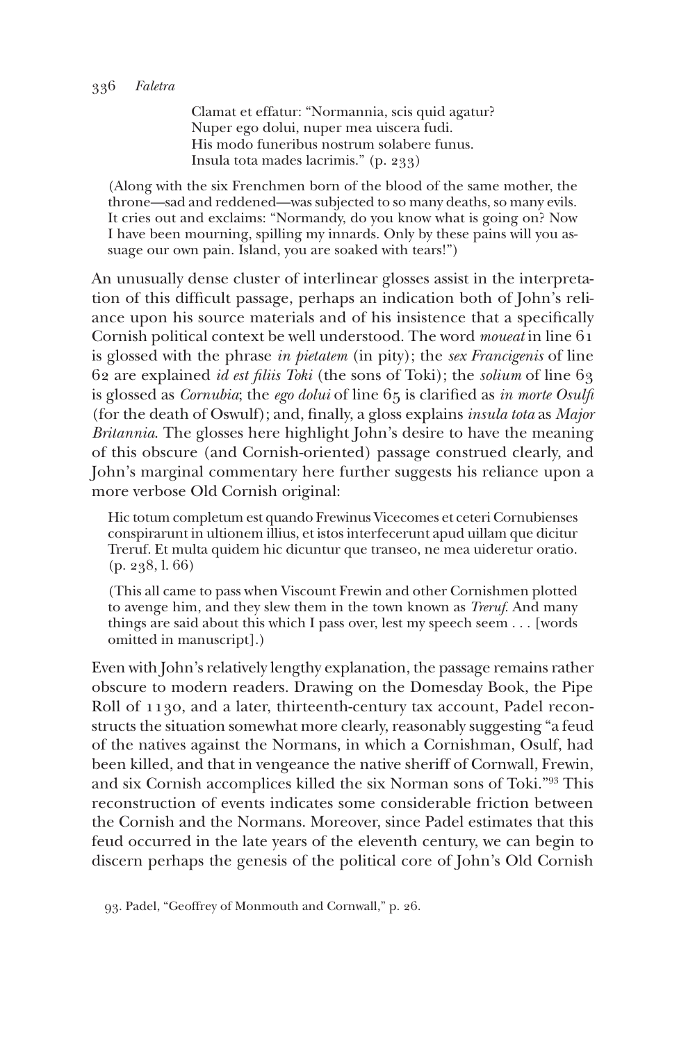> Clamat et effatur: "Normannia, scis quid agatur?
> Nuper ego dolui, nuper mea uiscera fudi.
> His modo funeribus nostrum solabere funus.
> Insula tota mades lacrimis." (p. 233)

(Along with the six Frenchmen born of the blood of the same mother, the throne—sad and reddened—was subjected to so many deaths, so many evils. It cries out and exclaims: "Normandy, do you know what is going on? Now I have been mourning, spilling my innards. Only by these pains will you assuage our own pain. Island, you are soaked with tears!")

An unusually dense cluster of interlinear glosses assist in the interpretation of this difficult passage, perhaps an indication both of John's reliance upon his source materials and of his insistence that a specifically Cornish political context be well understood. The word *moueat* in line 61 is glossed with the phrase *in pietatem* (in pity); the *sex Francigenis* of line 62 are explained *id est filiis Toki* (the sons of Toki); the *solium* of line 63 is glossed as *Cornubia*; the *ego dolui* of line 65 is clarified as *in morte Osulfi* (for the death of Oswulf); and, finally, a gloss explains *insula tota* as *Major Britannia*. The glosses here highlight John's desire to have the meaning of this obscure (and Cornish-oriented) passage construed clearly, and John's marginal commentary here further suggests his reliance upon a more verbose Old Cornish original:

> Hic totum completum est quando Frewinus Vicecomes et ceteri Cornubienses conspirarunt in ultionem illius, et istos interfecerunt apud uillam que dicitur Treruf. Et multa quidem hic dicuntur que transeo, ne mea uideretur oratio. (p. 238, l. 66)

(This all came to pass when Viscount Frewin and other Cornishmen plotted to avenge him, and they slew them in the town known as *Treruf*. And many things are said about this which I pass over, lest my speech seem . . . [words omitted in manuscript].)

Even with John's relatively lengthy explanation, the passage remains rather obscure to modern readers. Drawing on the Domesday Book, the Pipe Roll of 1130, and a later, thirteenth-century tax account, Padel reconstructs the situation somewhat more clearly, reasonably suggesting "a feud of the natives against the Normans, in which a Cornishman, Osulf, had been killed, and that in vengeance the native sheriff of Cornwall, Frewin, and six Cornish accomplices killed the six Norman sons of Toki."[93] This reconstruction of events indicates some considerable friction between the Cornish and the Normans. Moreover, since Padel estimates that this feud occurred in the late years of the eleventh century, we can begin to discern perhaps the genesis of the political core of John's Old Cornish

93. Padel, "Geoffrey of Monmouth and Cornwall," p. 26.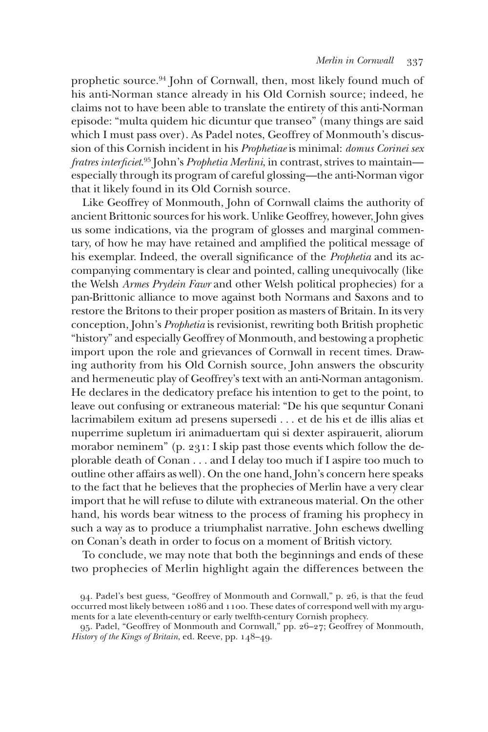prophetic source.[94] John of Cornwall, then, most likely found much of his anti-Norman stance already in his Old Cornish source; indeed, he claims not to have been able to translate the entirety of this anti-Norman episode: "multa quidem hic dicuntur que transeo" (many things are said which I must pass over). As Padel notes, Geoffrey of Monmouth's discussion of this Cornish incident in his *Prophetiae* is minimal: *domus Corinei sex fratres interficiet*.[95] John's *Prophetia Merlini*, in contrast, strives to maintain—especially through its program of careful glossing—the anti-Norman vigor that it likely found in its Old Cornish source.

Like Geoffrey of Monmouth, John of Cornwall claims the authority of ancient Brittonic sources for his work. Unlike Geoffrey, however, John gives us some indications, via the program of glosses and marginal commentary, of how he may have retained and amplified the political message of his exemplar. Indeed, the overall significance of the *Prophetia* and its accompanying commentary is clear and pointed, calling unequivocally (like the Welsh *Armes Prydein Fawr* and other Welsh political prophecies) for a pan-Brittonic alliance to move against both Normans and Saxons and to restore the Britons to their proper position as masters of Britain. In its very conception, John's *Prophetia* is revisionist, rewriting both British prophetic "history" and especially Geoffrey of Monmouth, and bestowing a prophetic import upon the role and grievances of Cornwall in recent times. Drawing authority from his Old Cornish source, John answers the obscurity and hermeneutic play of Geoffrey's text with an anti-Norman antagonism. He declares in the dedicatory preface his intention to get to the point, to leave out confusing or extraneous material: "De his que sequntur Conani lacrimabilem exitum ad presens supersedi . . . et de his et de illis alias et nuperrime supletum iri animaduertam qui si dexter aspirauerit, aliorum morabor neminem" (p. 231: I skip past those events which follow the deplorable death of Conan . . . and I delay too much if I aspire too much to outline other affairs as well). On the one hand, John's concern here speaks to the fact that he believes that the prophecies of Merlin have a very clear import that he will refuse to dilute with extraneous material. On the other hand, his words bear witness to the process of framing his prophecy in such a way as to produce a triumphalist narrative. John eschews dwelling on Conan's death in order to focus on a moment of British victory.

To conclude, we may note that both the beginnings and ends of these two prophecies of Merlin highlight again the differences between the

94. Padel's best guess, "Geoffrey of Monmouth and Cornwall," p. 26, is that the feud occurred most likely between 1086 and 1100. These dates of correspond well with my arguments for a late eleventh-century or early twelfth-century Cornish prophecy.

95. Padel, "Geoffrey of Monmouth and Cornwall," pp. 26–27; Geoffrey of Monmouth, *History of the Kings of Britain*, ed. Reeve, pp. 148–49.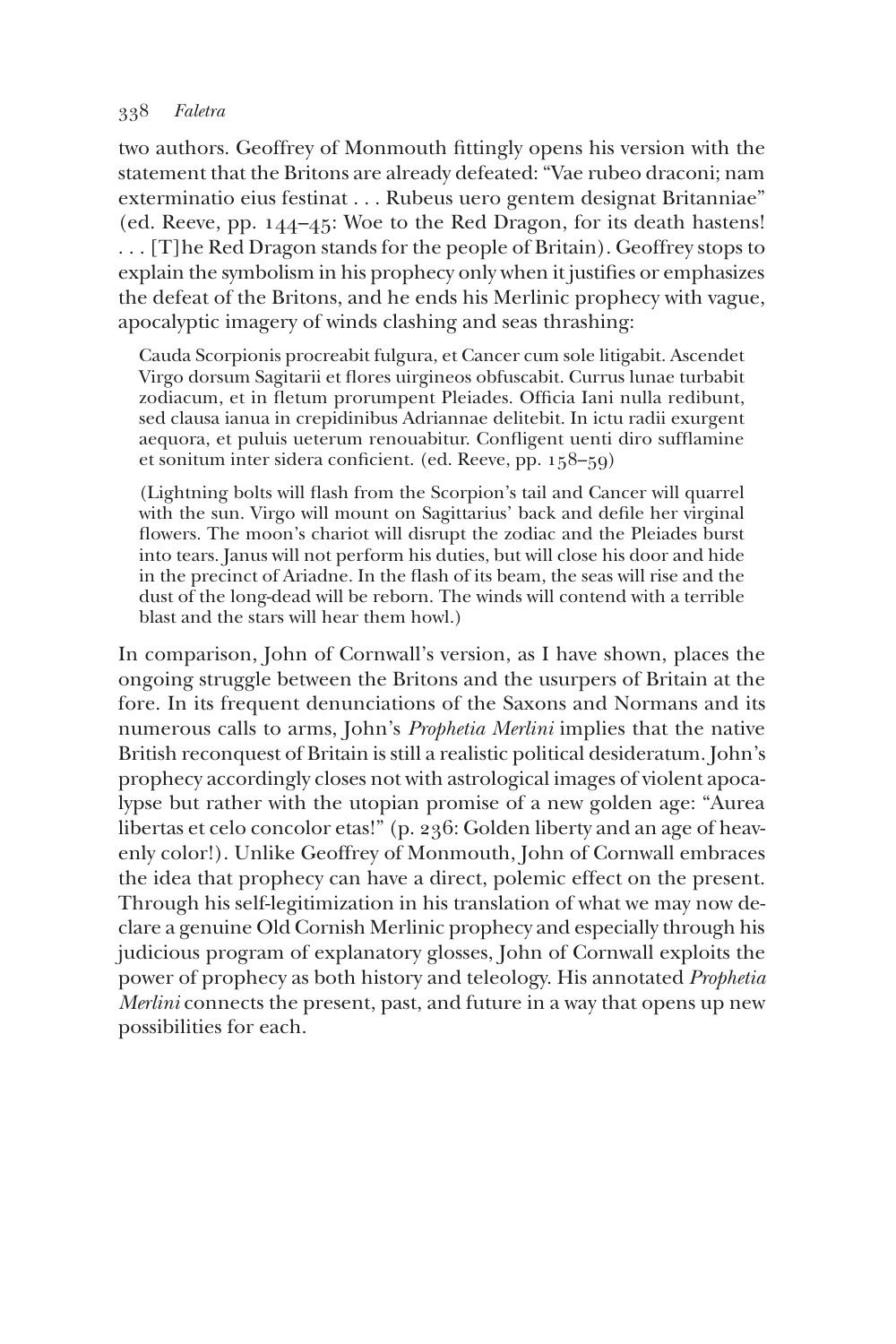two authors. Geoffrey of Monmouth fittingly opens his version with the statement that the Britons are already defeated: "Vae rubeo draconi; nam exterminatio eius festinat . . . Rubeus uero gentem designat Britanniae" (ed. Reeve, pp. 144–45: Woe to the Red Dragon, for its death hastens! . . . [T]he Red Dragon stands for the people of Britain). Geoffrey stops to explain the symbolism in his prophecy only when it justifies or emphasizes the defeat of the Britons, and he ends his Merlinic prophecy with vague, apocalyptic imagery of winds clashing and seas thrashing:

> Cauda Scorpionis procreabit fulgura, et Cancer cum sole litigabit. Ascendet Virgo dorsum Sagitarii et flores uirgineos obfuscabit. Currus lunae turbabit zodiacum, et in fletum prorumpent Pleiades. Officia Iani nulla redibunt, sed clausa ianua in crepidinibus Adriannae delitebit. In ictu radii exurgent aequora, et puluis ueterum renouabitur. Confligent uenti diro sufflamine et sonitum inter sidera conficient. (ed. Reeve, pp. 158–59)
>
> (Lightning bolts will flash from the Scorpion's tail and Cancer will quarrel with the sun. Virgo will mount on Sagittarius' back and defile her virginal flowers. The moon's chariot will disrupt the zodiac and the Pleiades burst into tears. Janus will not perform his duties, but will close his door and hide in the precinct of Ariadne. In the flash of its beam, the seas will rise and the dust of the long-dead will be reborn. The winds will contend with a terrible blast and the stars will hear them howl.)

In comparison, John of Cornwall's version, as I have shown, places the ongoing struggle between the Britons and the usurpers of Britain at the fore. In its frequent denunciations of the Saxons and Normans and its numerous calls to arms, John's *Prophetia Merlini* implies that the native British reconquest of Britain is still a realistic political desideratum. John's prophecy accordingly closes not with astrological images of violent apocalypse but rather with the utopian promise of a new golden age: "Aurea libertas et celo concolor etas!" (p. 236: Golden liberty and an age of heavenly color!). Unlike Geoffrey of Monmouth, John of Cornwall embraces the idea that prophecy can have a direct, polemic effect on the present. Through his self-legitimization in his translation of what we may now declare a genuine Old Cornish Merlinic prophecy and especially through his judicious program of explanatory glosses, John of Cornwall exploits the power of prophecy as both history and teleology. His annotated *Prophetia Merlini* connects the present, past, and future in a way that opens up new possibilities for each.